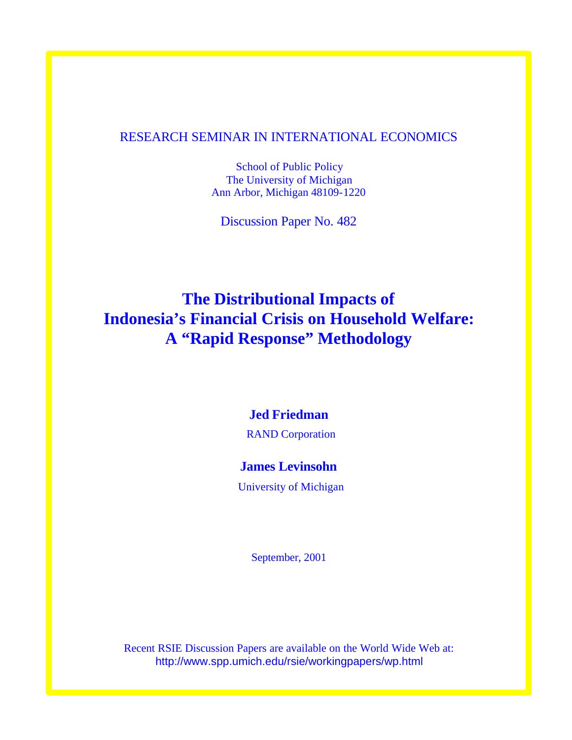RESEARCH SEMINAR IN INTERNATIONAL ECONOMICS

School of Public Policy
The University of Michigan
Ann Arbor, Michigan 48109-1220

Discussion Paper No. 482

# The Distributional Impacts of Indonesia's Financial Crisis on Household Welfare: A "Rapid Response" Methodology

**Jed Friedman**

RAND Corporation

**James Levinsohn**

University of Michigan

September, 2001

Recent RSIE Discussion Papers are available on the World Wide Web at:
http://www.spp.umich.edu/rsie/workingpapers/wp.html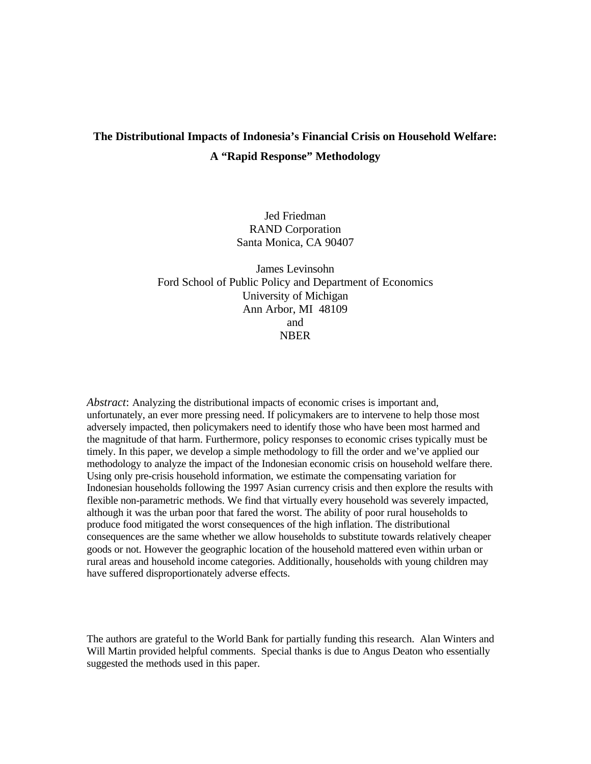**The Distributional Impacts of Indonesia's Financial Crisis on Household Welfare:**

**A "Rapid Response" Methodology**

Jed Friedman
RAND Corporation
Santa Monica, CA 90407

James Levinsohn
Ford School of Public Policy and Department of Economics
University of Michigan
Ann Arbor, MI 48109
and
NBER

*Abstract*: Analyzing the distributional impacts of economic crises is important and, unfortunately, an ever more pressing need. If policymakers are to intervene to help those most adversely impacted, then policymakers need to identify those who have been most harmed and the magnitude of that harm. Furthermore, policy responses to economic crises typically must be timely. In this paper, we develop a simple methodology to fill the order and we've applied our methodology to analyze the impact of the Indonesian economic crisis on household welfare there. Using only pre-crisis household information, we estimate the compensating variation for Indonesian households following the 1997 Asian currency crisis and then explore the results with flexible non-parametric methods. We find that virtually every household was severely impacted, although it was the urban poor that fared the worst. The ability of poor rural households to produce food mitigated the worst consequences of the high inflation. The distributional consequences are the same whether we allow households to substitute towards relatively cheaper goods or not. However the geographic location of the household mattered even within urban or rural areas and household income categories. Additionally, households with young children may have suffered disproportionately adverse effects.

The authors are grateful to the World Bank for partially funding this research. Alan Winters and Will Martin provided helpful comments. Special thanks is due to Angus Deaton who essentially suggested the methods used in this paper.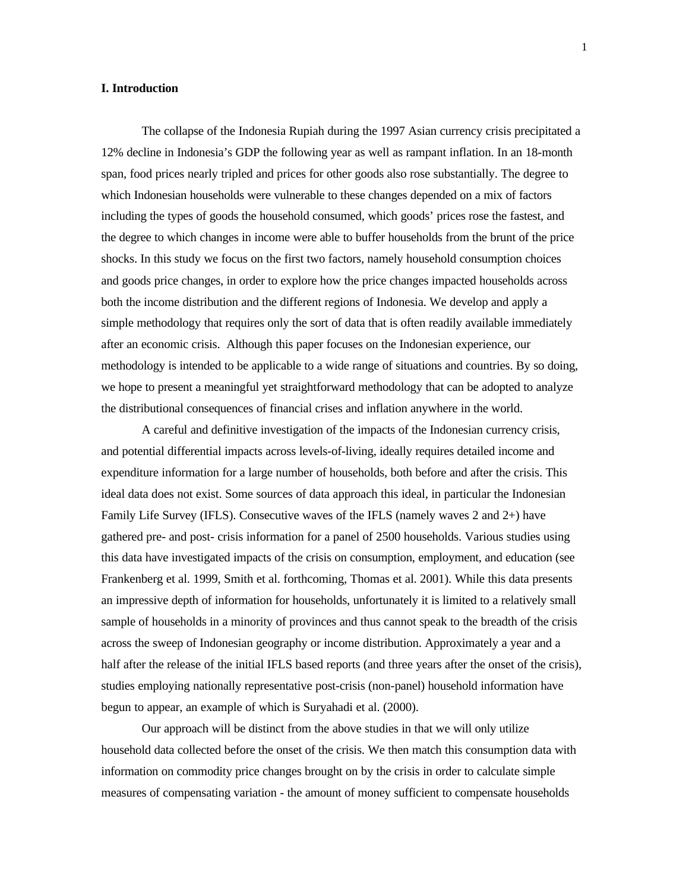## I. Introduction

The collapse of the Indonesia Rupiah during the 1997 Asian currency crisis precipitated a 12% decline in Indonesia's GDP the following year as well as rampant inflation. In an 18-month span, food prices nearly tripled and prices for other goods also rose substantially. The degree to which Indonesian households were vulnerable to these changes depended on a mix of factors including the types of goods the household consumed, which goods' prices rose the fastest, and the degree to which changes in income were able to buffer households from the brunt of the price shocks. In this study we focus on the first two factors, namely household consumption choices and goods price changes, in order to explore how the price changes impacted households across both the income distribution and the different regions of Indonesia. We develop and apply a simple methodology that requires only the sort of data that is often readily available immediately after an economic crisis. Although this paper focuses on the Indonesian experience, our methodology is intended to be applicable to a wide range of situations and countries. By so doing, we hope to present a meaningful yet straightforward methodology that can be adopted to analyze the distributional consequences of financial crises and inflation anywhere in the world.

A careful and definitive investigation of the impacts of the Indonesian currency crisis, and potential differential impacts across levels-of-living, ideally requires detailed income and expenditure information for a large number of households, both before and after the crisis. This ideal data does not exist. Some sources of data approach this ideal, in particular the Indonesian Family Life Survey (IFLS). Consecutive waves of the IFLS (namely waves 2 and 2+) have gathered pre- and post- crisis information for a panel of 2500 households. Various studies using this data have investigated impacts of the crisis on consumption, employment, and education (see Frankenberg et al. 1999, Smith et al. forthcoming, Thomas et al. 2001). While this data presents an impressive depth of information for households, unfortunately it is limited to a relatively small sample of households in a minority of provinces and thus cannot speak to the breadth of the crisis across the sweep of Indonesian geography or income distribution. Approximately a year and a half after the release of the initial IFLS based reports (and three years after the onset of the crisis), studies employing nationally representative post-crisis (non-panel) household information have begun to appear, an example of which is Suryahadi et al. (2000).

Our approach will be distinct from the above studies in that we will only utilize household data collected before the onset of the crisis. We then match this consumption data with information on commodity price changes brought on by the crisis in order to calculate simple measures of compensating variation - the amount of money sufficient to compensate households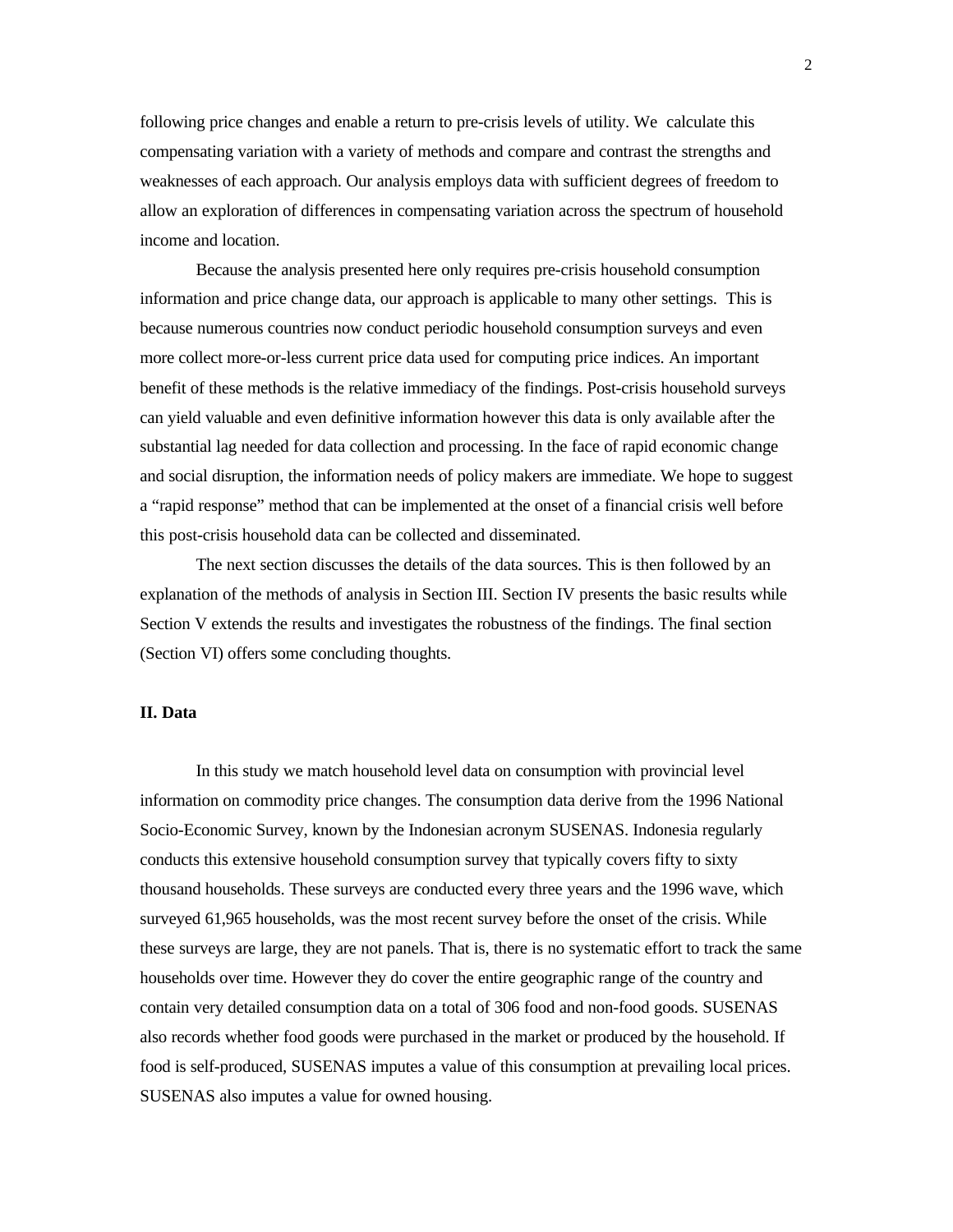following price changes and enable a return to pre-crisis levels of utility. We calculate this compensating variation with a variety of methods and compare and contrast the strengths and weaknesses of each approach. Our analysis employs data with sufficient degrees of freedom to allow an exploration of differences in compensating variation across the spectrum of household income and location.

Because the analysis presented here only requires pre-crisis household consumption information and price change data, our approach is applicable to many other settings. This is because numerous countries now conduct periodic household consumption surveys and even more collect more-or-less current price data used for computing price indices. An important benefit of these methods is the relative immediacy of the findings. Post-crisis household surveys can yield valuable and even definitive information however this data is only available after the substantial lag needed for data collection and processing. In the face of rapid economic change and social disruption, the information needs of policy makers are immediate. We hope to suggest a "rapid response" method that can be implemented at the onset of a financial crisis well before this post-crisis household data can be collected and disseminated.

The next section discusses the details of the data sources. This is then followed by an explanation of the methods of analysis in Section III. Section IV presents the basic results while Section V extends the results and investigates the robustness of the findings. The final section (Section VI) offers some concluding thoughts.

## II. Data

In this study we match household level data on consumption with provincial level information on commodity price changes. The consumption data derive from the 1996 National Socio-Economic Survey, known by the Indonesian acronym SUSENAS. Indonesia regularly conducts this extensive household consumption survey that typically covers fifty to sixty thousand households. These surveys are conducted every three years and the 1996 wave, which surveyed 61,965 households, was the most recent survey before the onset of the crisis. While these surveys are large, they are not panels. That is, there is no systematic effort to track the same households over time. However they do cover the entire geographic range of the country and contain very detailed consumption data on a total of 306 food and non-food goods. SUSENAS also records whether food goods were purchased in the market or produced by the household. If food is self-produced, SUSENAS imputes a value of this consumption at prevailing local prices. SUSENAS also imputes a value for owned housing.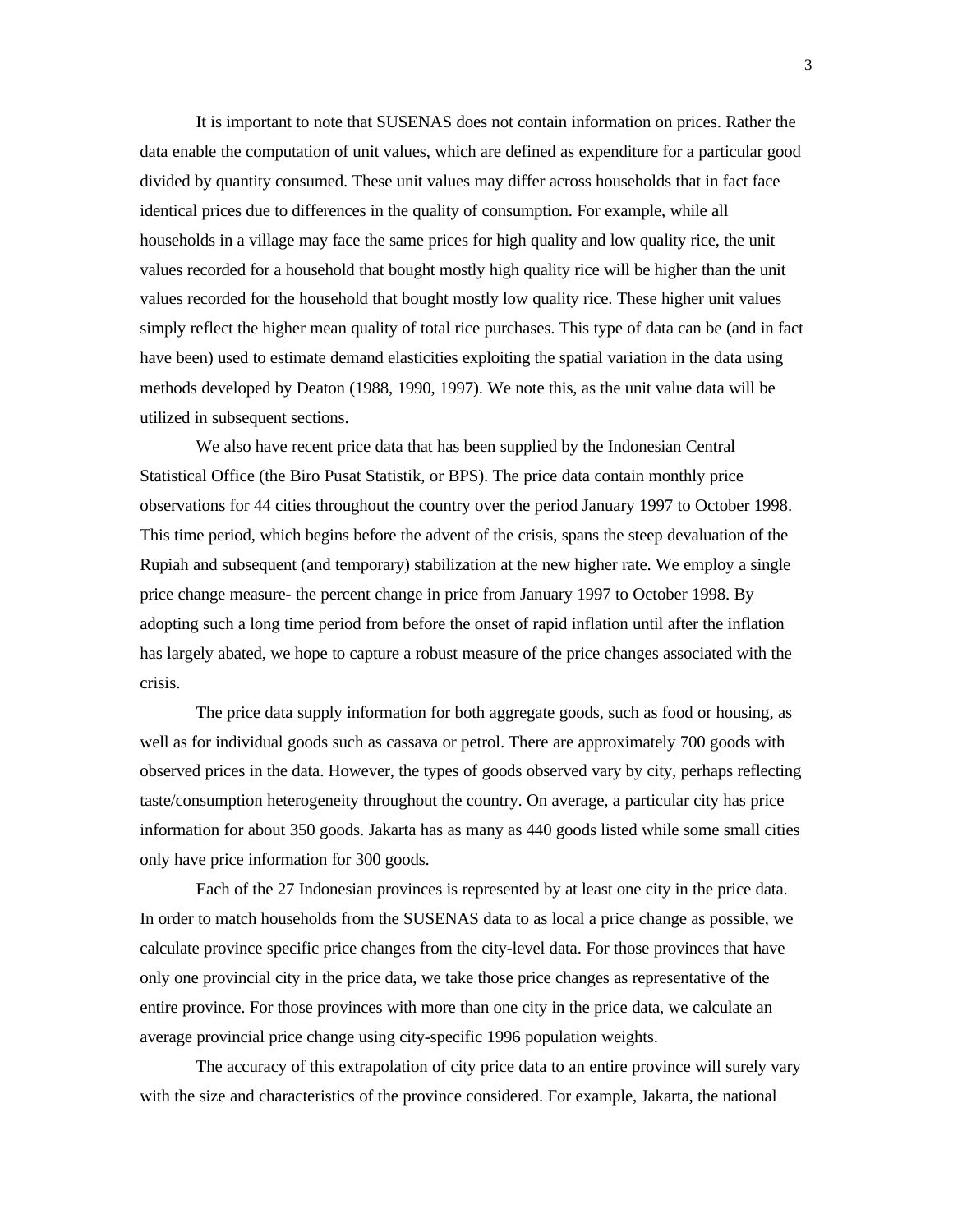It is important to note that SUSENAS does not contain information on prices. Rather the data enable the computation of unit values, which are defined as expenditure for a particular good divided by quantity consumed. These unit values may differ across households that in fact face identical prices due to differences in the quality of consumption. For example, while all households in a village may face the same prices for high quality and low quality rice, the unit values recorded for a household that bought mostly high quality rice will be higher than the unit values recorded for the household that bought mostly low quality rice. These higher unit values simply reflect the higher mean quality of total rice purchases. This type of data can be (and in fact have been) used to estimate demand elasticities exploiting the spatial variation in the data using methods developed by Deaton (1988, 1990, 1997). We note this, as the unit value data will be utilized in subsequent sections.

We also have recent price data that has been supplied by the Indonesian Central Statistical Office (the Biro Pusat Statistik, or BPS). The price data contain monthly price observations for 44 cities throughout the country over the period January 1997 to October 1998. This time period, which begins before the advent of the crisis, spans the steep devaluation of the Rupiah and subsequent (and temporary) stabilization at the new higher rate. We employ a single price change measure- the percent change in price from January 1997 to October 1998. By adopting such a long time period from before the onset of rapid inflation until after the inflation has largely abated, we hope to capture a robust measure of the price changes associated with the crisis.

The price data supply information for both aggregate goods, such as food or housing, as well as for individual goods such as cassava or petrol. There are approximately 700 goods with observed prices in the data. However, the types of goods observed vary by city, perhaps reflecting taste/consumption heterogeneity throughout the country. On average, a particular city has price information for about 350 goods. Jakarta has as many as 440 goods listed while some small cities only have price information for 300 goods.

Each of the 27 Indonesian provinces is represented by at least one city in the price data. In order to match households from the SUSENAS data to as local a price change as possible, we calculate province specific price changes from the city-level data. For those provinces that have only one provincial city in the price data, we take those price changes as representative of the entire province. For those provinces with more than one city in the price data, we calculate an average provincial price change using city-specific 1996 population weights.

The accuracy of this extrapolation of city price data to an entire province will surely vary with the size and characteristics of the province considered. For example, Jakarta, the national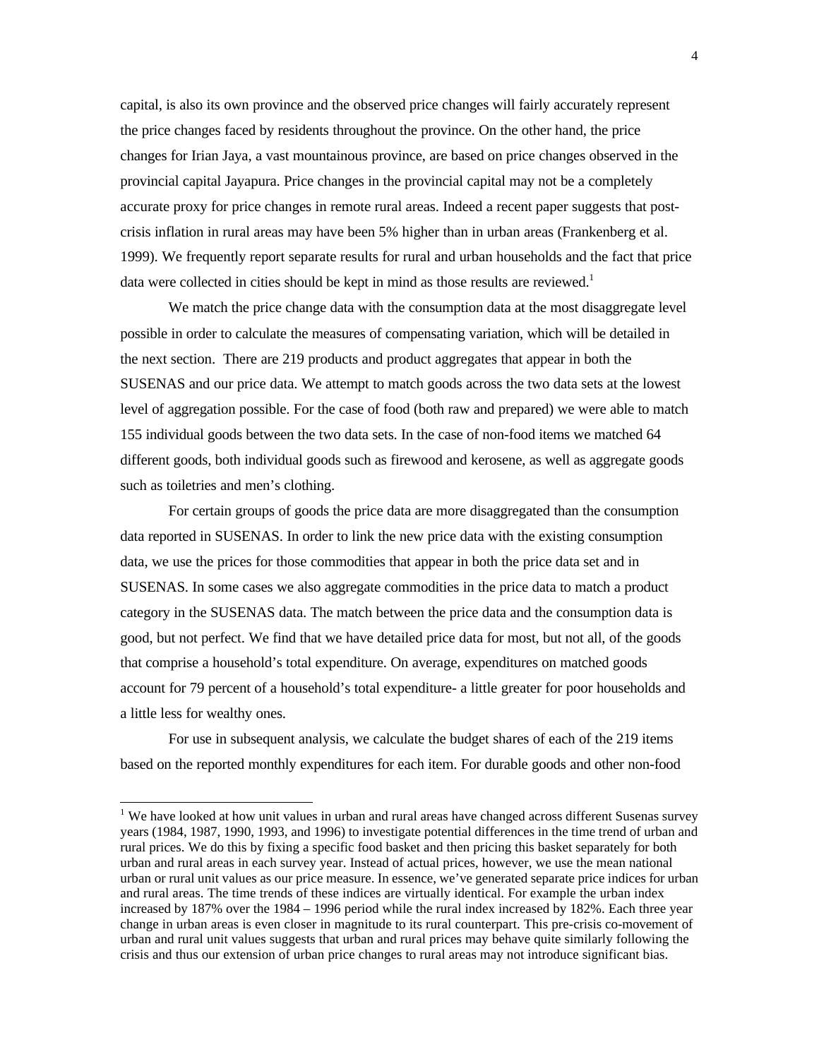capital, is also its own province and the observed price changes will fairly accurately represent the price changes faced by residents throughout the province. On the other hand, the price changes for Irian Jaya, a vast mountainous province, are based on price changes observed in the provincial capital Jayapura. Price changes in the provincial capital may not be a completely accurate proxy for price changes in remote rural areas. Indeed a recent paper suggests that post-crisis inflation in rural areas may have been 5% higher than in urban areas (Frankenberg et al. 1999). We frequently report separate results for rural and urban households and the fact that price data were collected in cities should be kept in mind as those results are reviewed.[1]

We match the price change data with the consumption data at the most disaggregate level possible in order to calculate the measures of compensating variation, which will be detailed in the next section. There are 219 products and product aggregates that appear in both the SUSENAS and our price data. We attempt to match goods across the two data sets at the lowest level of aggregation possible. For the case of food (both raw and prepared) we were able to match 155 individual goods between the two data sets. In the case of non-food items we matched 64 different goods, both individual goods such as firewood and kerosene, as well as aggregate goods such as toiletries and men's clothing.

For certain groups of goods the price data are more disaggregated than the consumption data reported in SUSENAS. In order to link the new price data with the existing consumption data, we use the prices for those commodities that appear in both the price data set and in SUSENAS. In some cases we also aggregate commodities in the price data to match a product category in the SUSENAS data. The match between the price data and the consumption data is good, but not perfect. We find that we have detailed price data for most, but not all, of the goods that comprise a household's total expenditure. On average, expenditures on matched goods account for 79 percent of a household's total expenditure- a little greater for poor households and a little less for wealthy ones.

For use in subsequent analysis, we calculate the budget shares of each of the 219 items based on the reported monthly expenditures for each item. For durable goods and other non-food

[1] We have looked at how unit values in urban and rural areas have changed across different Susenas survey years (1984, 1987, 1990, 1993, and 1996) to investigate potential differences in the time trend of urban and rural prices. We do this by fixing a specific food basket and then pricing this basket separately for both urban and rural areas in each survey year. Instead of actual prices, however, we use the mean national urban or rural unit values as our price measure. In essence, we've generated separate price indices for urban and rural areas. The time trends of these indices are virtually identical. For example the urban index increased by 187% over the 1984 – 1996 period while the rural index increased by 182%. Each three year change in urban areas is even closer in magnitude to its rural counterpart. This pre-crisis co-movement of urban and rural unit values suggests that urban and rural prices may behave quite similarly following the crisis and thus our extension of urban price changes to rural areas may not introduce significant bias.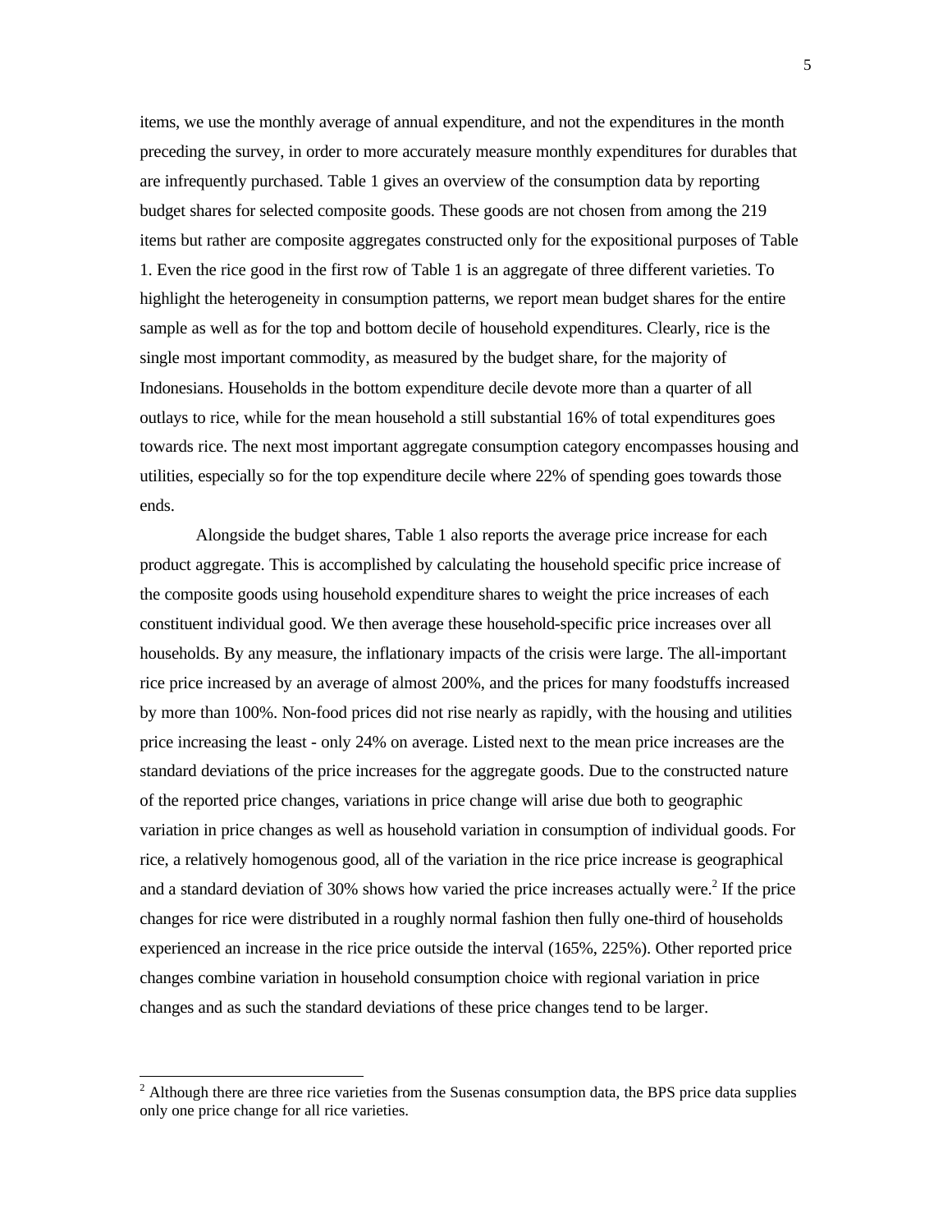items, we use the monthly average of annual expenditure, and not the expenditures in the month preceding the survey, in order to more accurately measure monthly expenditures for durables that are infrequently purchased. Table 1 gives an overview of the consumption data by reporting budget shares for selected composite goods. These goods are not chosen from among the 219 items but rather are composite aggregates constructed only for the expositional purposes of Table 1. Even the rice good in the first row of Table 1 is an aggregate of three different varieties. To highlight the heterogeneity in consumption patterns, we report mean budget shares for the entire sample as well as for the top and bottom decile of household expenditures. Clearly, rice is the single most important commodity, as measured by the budget share, for the majority of Indonesians. Households in the bottom expenditure decile devote more than a quarter of all outlays to rice, while for the mean household a still substantial 16% of total expenditures goes towards rice. The next most important aggregate consumption category encompasses housing and utilities, especially so for the top expenditure decile where 22% of spending goes towards those ends.

Alongside the budget shares, Table 1 also reports the average price increase for each product aggregate. This is accomplished by calculating the household specific price increase of the composite goods using household expenditure shares to weight the price increases of each constituent individual good. We then average these household-specific price increases over all households. By any measure, the inflationary impacts of the crisis were large. The all-important rice price increased by an average of almost 200%, and the prices for many foodstuffs increased by more than 100%. Non-food prices did not rise nearly as rapidly, with the housing and utilities price increasing the least - only 24% on average. Listed next to the mean price increases are the standard deviations of the price increases for the aggregate goods. Due to the constructed nature of the reported price changes, variations in price change will arise due both to geographic variation in price changes as well as household variation in consumption of individual goods. For rice, a relatively homogenous good, all of the variation in the rice price increase is geographical and a standard deviation of 30% shows how varied the price increases actually were.[2] If the price changes for rice were distributed in a roughly normal fashion then fully one-third of households experienced an increase in the rice price outside the interval (165%, 225%). Other reported price changes combine variation in household consumption choice with regional variation in price changes and as such the standard deviations of these price changes tend to be larger.

[2] Although there are three rice varieties from the Susenas consumption data, the BPS price data supplies only one price change for all rice varieties.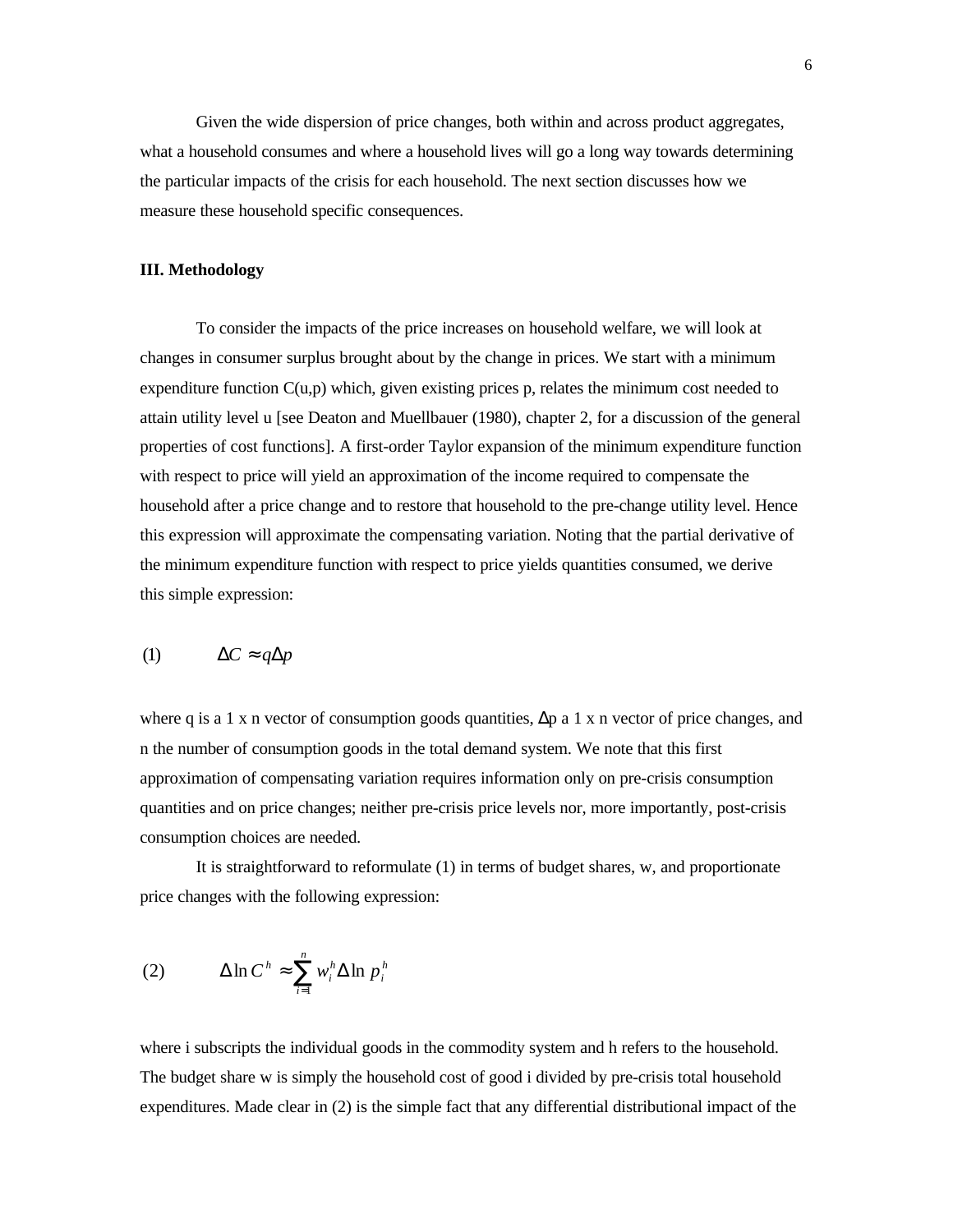Given the wide dispersion of price changes, both within and across product aggregates, what a household consumes and where a household lives will go a long way towards determining the particular impacts of the crisis for each household. The next section discusses how we measure these household specific consequences.

**III. Methodology**

To consider the impacts of the price increases on household welfare, we will look at changes in consumer surplus brought about by the change in prices. We start with a minimum expenditure function C(u,p) which, given existing prices p, relates the minimum cost needed to attain utility level u [see Deaton and Muellbauer (1980), chapter 2, for a discussion of the general properties of cost functions]. A first-order Taylor expansion of the minimum expenditure function with respect to price will yield an approximation of the income required to compensate the household after a price change and to restore that household to the pre-change utility level. Hence this expression will approximate the compensating variation. Noting that the partial derivative of the minimum expenditure function with respect to price yields quantities consumed, we derive this simple expression:

$$(1) \qquad \Delta C \approx q\Delta p$$

where q is a 1 x n vector of consumption goods quantities, $\Delta$p a 1 x n vector of price changes, and n the number of consumption goods in the total demand system. We note that this first approximation of compensating variation requires information only on pre-crisis consumption quantities and on price changes; neither pre-crisis price levels nor, more importantly, post-crisis consumption choices are needed.

It is straightforward to reformulate (1) in terms of budget shares, w, and proportionate price changes with the following expression:

$$(2) \qquad \Delta \ln C^h \approx \sum_{i=1}^{n} w_i^h \Delta \ln p_i^h$$

where i subscripts the individual goods in the commodity system and h refers to the household. The budget share w is simply the household cost of good i divided by pre-crisis total household expenditures. Made clear in (2) is the simple fact that any differential distributional impact of the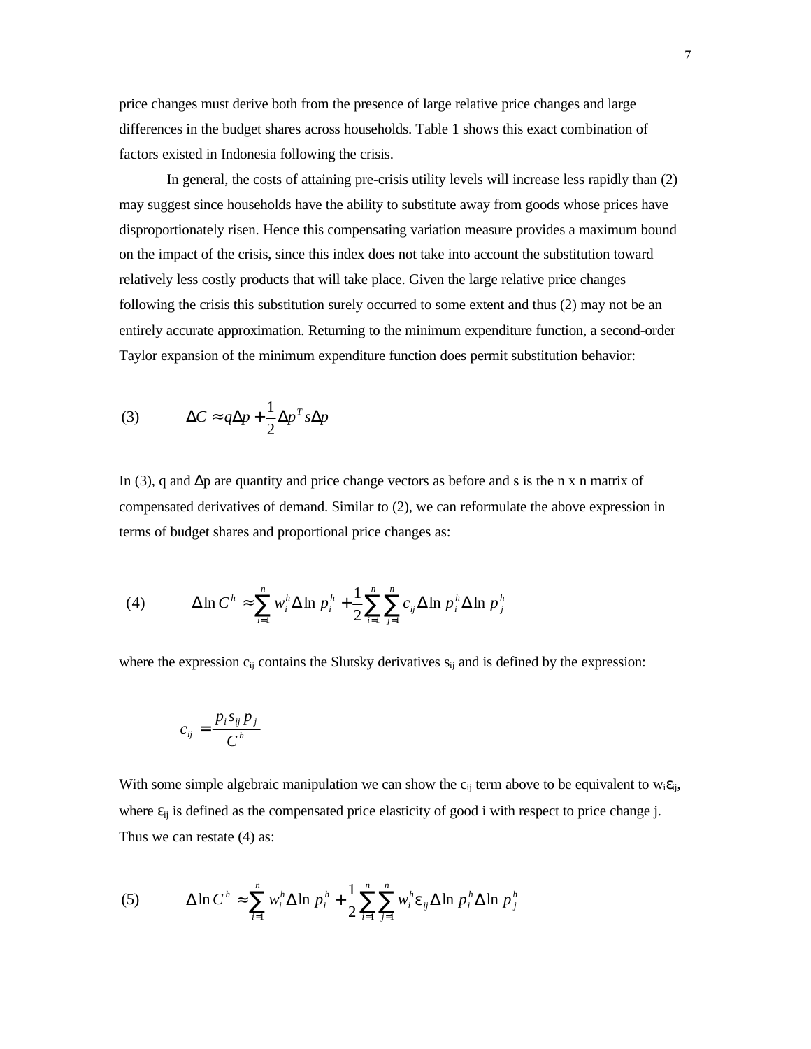price changes must derive both from the presence of large relative price changes and large differences in the budget shares across households. Table 1 shows this exact combination of factors existed in Indonesia following the crisis.

In general, the costs of attaining pre-crisis utility levels will increase less rapidly than (2) may suggest since households have the ability to substitute away from goods whose prices have disproportionately risen. Hence this compensating variation measure provides a maximum bound on the impact of the crisis, since this index does not take into account the substitution toward relatively less costly products that will take place. Given the large relative price changes following the crisis this substitution surely occurred to some extent and thus (2) may not be an entirely accurate approximation. Returning to the minimum expenditure function, a second-order Taylor expansion of the minimum expenditure function does permit substitution behavior:

$$\text{(3)} \qquad \Delta C \approx q\Delta p + \frac{1}{2}\Delta p^T s \Delta p$$

In (3), q and $\Delta$p are quantity and price change vectors as before and s is the n x n matrix of compensated derivatives of demand. Similar to (2), we can reformulate the above expression in terms of budget shares and proportional price changes as:

$$\text{(4)} \qquad \Delta \ln C^h \approx \sum_{i=1}^{n} w_i^h \Delta \ln p_i^h + \frac{1}{2}\sum_{i=1}^{n}\sum_{j=1}^{n} c_{ij} \Delta \ln p_i^h \Delta \ln p_j^h$$

where the expression $c_{ij}$ contains the Slutsky derivatives $s_{ij}$ and is defined by the expression:

$$c_{ij} = \frac{p_i s_{ij} p_j}{C^h}$$

With some simple algebraic manipulation we can show the $c_{ij}$ term above to be equivalent to $w_i\varepsilon_{ij}$, where $\varepsilon_{ij}$ is defined as the compensated price elasticity of good i with respect to price change j. Thus we can restate (4) as:

$$\text{(5)} \qquad \Delta \ln C^h \approx \sum_{i=1}^{n} w_i^h \Delta \ln p_i^h + \frac{1}{2}\sum_{i=1}^{n}\sum_{j=1}^{n} w_i^h \varepsilon_{ij} \Delta \ln p_i^h \Delta \ln p_j^h$$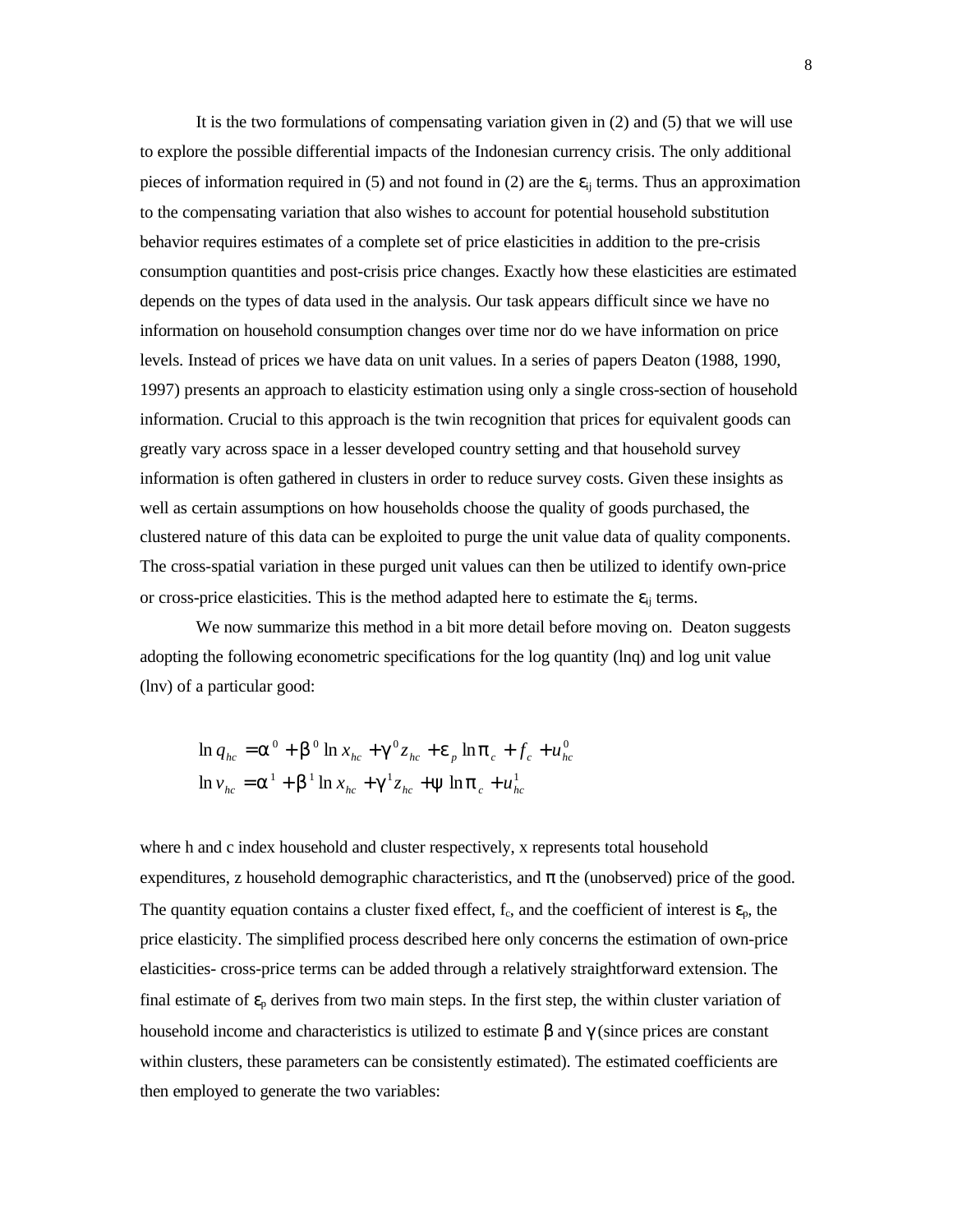It is the two formulations of compensating variation given in (2) and (5) that we will use to explore the possible differential impacts of the Indonesian currency crisis. The only additional pieces of information required in (5) and not found in (2) are the $\varepsilon_{ij}$ terms. Thus an approximation to the compensating variation that also wishes to account for potential household substitution behavior requires estimates of a complete set of price elasticities in addition to the pre-crisis consumption quantities and post-crisis price changes. Exactly how these elasticities are estimated depends on the types of data used in the analysis. Our task appears difficult since we have no information on household consumption changes over time nor do we have information on price levels. Instead of prices we have data on unit values. In a series of papers Deaton (1988, 1990, 1997) presents an approach to elasticity estimation using only a single cross-section of household information. Crucial to this approach is the twin recognition that prices for equivalent goods can greatly vary across space in a lesser developed country setting and that household survey information is often gathered in clusters in order to reduce survey costs. Given these insights as well as certain assumptions on how households choose the quality of goods purchased, the clustered nature of this data can be exploited to purge the unit value data of quality components. The cross-spatial variation in these purged unit values can then be utilized to identify own-price or cross-price elasticities. This is the method adapted here to estimate the $\varepsilon_{ij}$ terms.

We now summarize this method in a bit more detail before moving on. Deaton suggests adopting the following econometric specifications for the log quantity (lnq) and log unit value (lnv) of a particular good:

$$\ln q_{hc} = \alpha^0 + \beta^0 \ln x_{hc} + \gamma^0 z_{hc} + \varepsilon_p \ln \pi_c + f_c + u_{hc}^0$$
$$\ln v_{hc} = \alpha^1 + \beta^1 \ln x_{hc} + \gamma^1 z_{hc} + \psi \ln \pi_c + u_{hc}^1$$

where h and c index household and cluster respectively, x represents total household expenditures, z household demographic characteristics, and $\pi$ the (unobserved) price of the good. The quantity equation contains a cluster fixed effect, $f_c$, and the coefficient of interest is $\varepsilon_p$, the price elasticity. The simplified process described here only concerns the estimation of own-price elasticities- cross-price terms can be added through a relatively straightforward extension. The final estimate of $\varepsilon_p$ derives from two main steps. In the first step, the within cluster variation of household income and characteristics is utilized to estimate $\beta$ and $\gamma$ (since prices are constant within clusters, these parameters can be consistently estimated). The estimated coefficients are then employed to generate the two variables: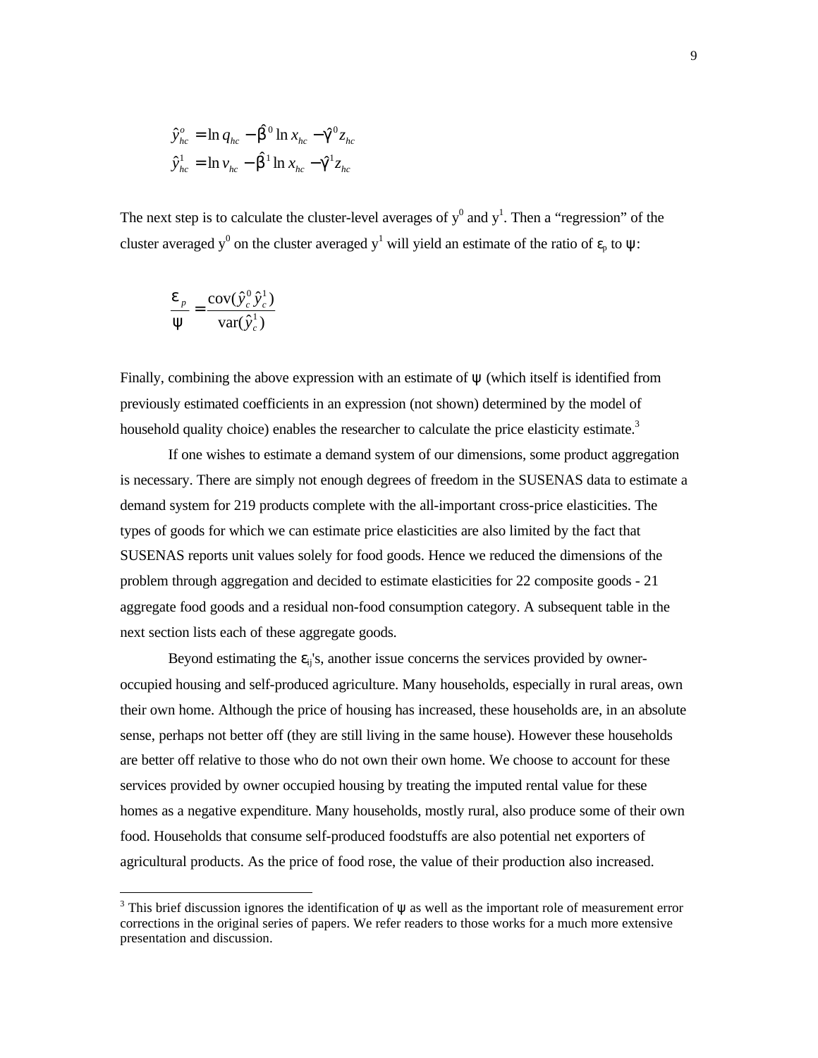$$\hat{y}^{o}_{hc} = \ln q_{hc} - \hat{\beta}^{0} \ln x_{hc} - \hat{\gamma}^{0} z_{hc}$$
$$\hat{y}^{1}_{hc} = \ln v_{hc} - \hat{\beta}^{1} \ln x_{hc} - \hat{\gamma}^{1} z_{hc}$$

The next step is to calculate the cluster-level averages of $y^0$ and $y^1$. Then a "regression" of the cluster averaged $y^0$ on the cluster averaged $y^1$ will yield an estimate of the ratio of $\varepsilon_p$ to $\psi$:

$$\frac{\varepsilon_p}{\psi} = \frac{\text{cov}(\hat{y}^{0}_{c}\hat{y}^{1}_{c})}{\text{var}(\hat{y}^{1}_{c})}$$

Finally, combining the above expression with an estimate of $\psi$ (which itself is identified from previously estimated coefficients in an expression (not shown) determined by the model of household quality choice) enables the researcher to calculate the price elasticity estimate.[3]

If one wishes to estimate a demand system of our dimensions, some product aggregation is necessary. There are simply not enough degrees of freedom in the SUSENAS data to estimate a demand system for 219 products complete with the all-important cross-price elasticities. The types of goods for which we can estimate price elasticities are also limited by the fact that SUSENAS reports unit values solely for food goods. Hence we reduced the dimensions of the problem through aggregation and decided to estimate elasticities for 22 composite goods - 21 aggregate food goods and a residual non-food consumption category. A subsequent table in the next section lists each of these aggregate goods.

Beyond estimating the $\varepsilon_{ij}$'s, another issue concerns the services provided by owner-occupied housing and self-produced agriculture. Many households, especially in rural areas, own their own home. Although the price of housing has increased, these households are, in an absolute sense, perhaps not better off (they are still living in the same house). However these households are better off relative to those who do not own their own home. We choose to account for these services provided by owner occupied housing by treating the imputed rental value for these homes as a negative expenditure. Many households, mostly rural, also produce some of their own food. Households that consume self-produced foodstuffs are also potential net exporters of agricultural products. As the price of food rose, the value of their production also increased.

---

[3] This brief discussion ignores the identification of $\psi$ as well as the important role of measurement error corrections in the original series of papers. We refer readers to those works for a much more extensive presentation and discussion.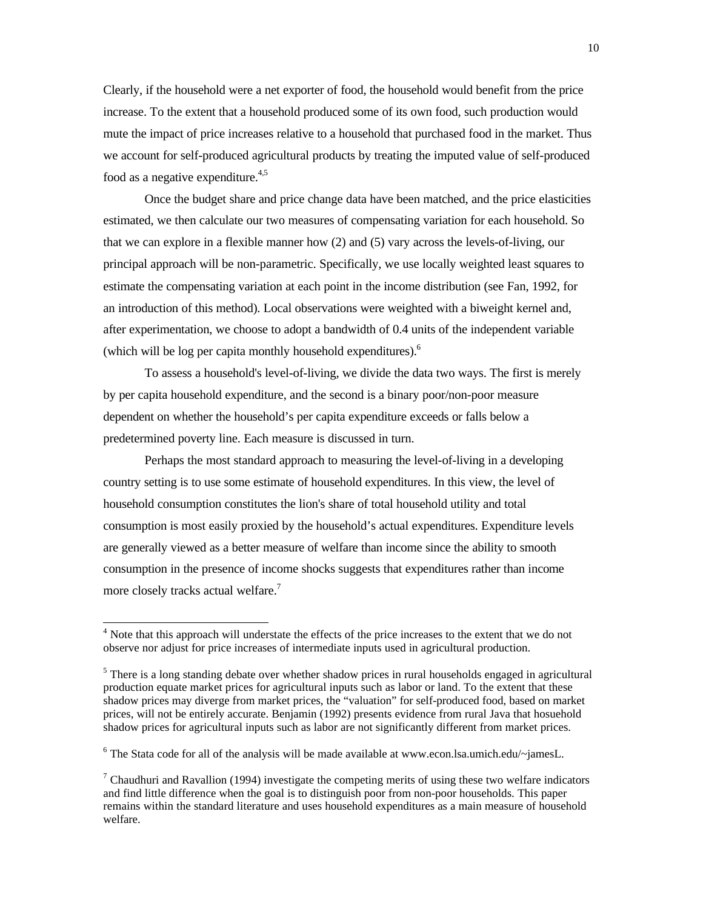Clearly, if the household were a net exporter of food, the household would benefit from the price increase. To the extent that a household produced some of its own food, such production would mute the impact of price increases relative to a household that purchased food in the market. Thus we account for self-produced agricultural products by treating the imputed value of self-produced food as a negative expenditure.[4,5]

Once the budget share and price change data have been matched, and the price elasticities estimated, we then calculate our two measures of compensating variation for each household. So that we can explore in a flexible manner how (2) and (5) vary across the levels-of-living, our principal approach will be non-parametric. Specifically, we use locally weighted least squares to estimate the compensating variation at each point in the income distribution (see Fan, 1992, for an introduction of this method). Local observations were weighted with a biweight kernel and, after experimentation, we choose to adopt a bandwidth of 0.4 units of the independent variable (which will be log per capita monthly household expenditures).[6]

To assess a household's level-of-living, we divide the data two ways. The first is merely by per capita household expenditure, and the second is a binary poor/non-poor measure dependent on whether the household's per capita expenditure exceeds or falls below a predetermined poverty line. Each measure is discussed in turn.

Perhaps the most standard approach to measuring the level-of-living in a developing country setting is to use some estimate of household expenditures. In this view, the level of household consumption constitutes the lion's share of total household utility and total consumption is most easily proxied by the household's actual expenditures. Expenditure levels are generally viewed as a better measure of welfare than income since the ability to smooth consumption in the presence of income shocks suggests that expenditures rather than income more closely tracks actual welfare.[7]

---

[4] Note that this approach will understate the effects of the price increases to the extent that we do not observe nor adjust for price increases of intermediate inputs used in agricultural production.

[5] There is a long standing debate over whether shadow prices in rural households engaged in agricultural production equate market prices for agricultural inputs such as labor or land. To the extent that these shadow prices may diverge from market prices, the "valuation" for self-produced food, based on market prices, will not be entirely accurate. Benjamin (1992) presents evidence from rural Java that hosuehold shadow prices for agricultural inputs such as labor are not significantly different from market prices.

[6] The Stata code for all of the analysis will be made available at www.econ.lsa.umich.edu/~jamesL.

[7] Chaudhuri and Ravallion (1994) investigate the competing merits of using these two welfare indicators and find little difference when the goal is to distinguish poor from non-poor households. This paper remains within the standard literature and uses household expenditures as a main measure of household welfare.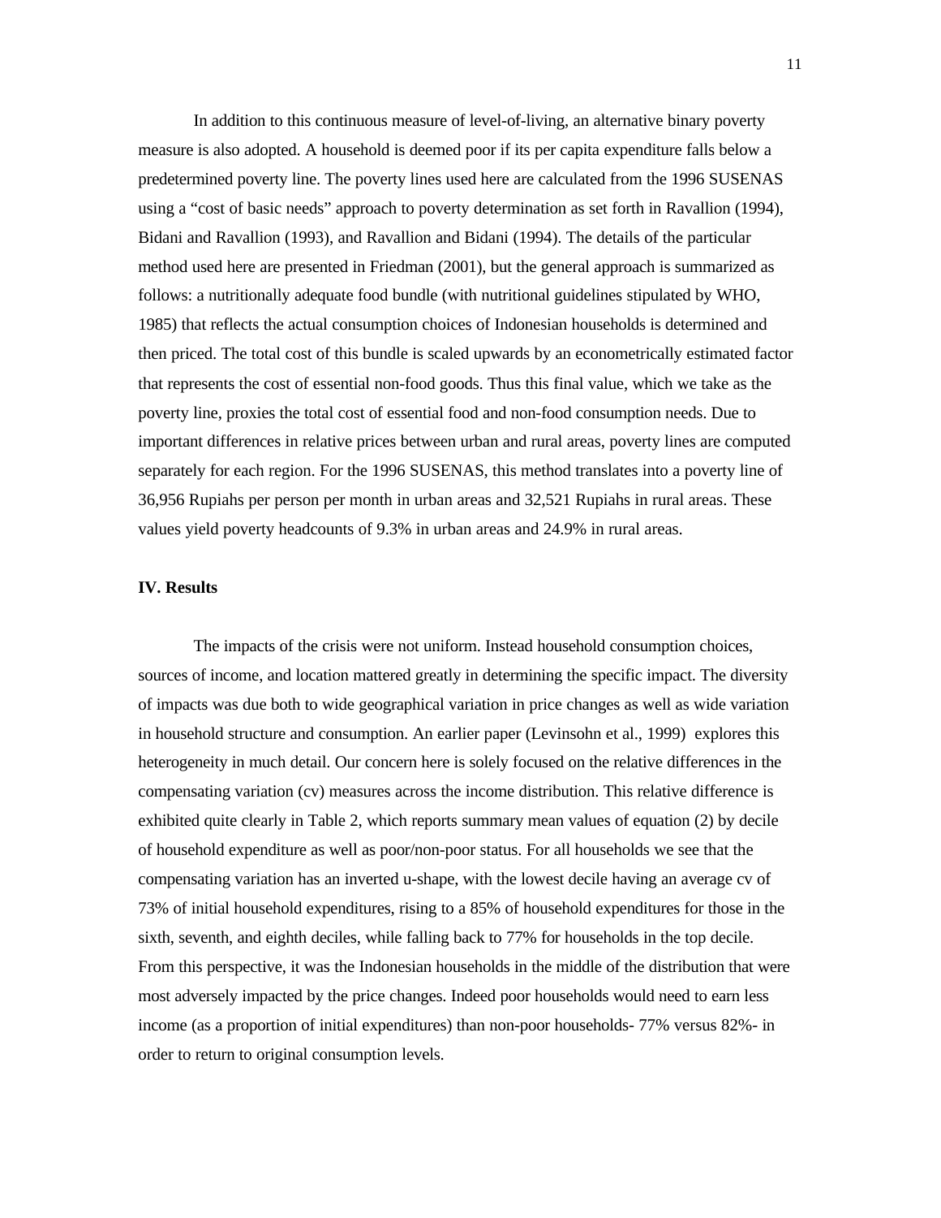In addition to this continuous measure of level-of-living, an alternative binary poverty measure is also adopted. A household is deemed poor if its per capita expenditure falls below a predetermined poverty line. The poverty lines used here are calculated from the 1996 SUSENAS using a "cost of basic needs" approach to poverty determination as set forth in Ravallion (1994), Bidani and Ravallion (1993), and Ravallion and Bidani (1994). The details of the particular method used here are presented in Friedman (2001), but the general approach is summarized as follows: a nutritionally adequate food bundle (with nutritional guidelines stipulated by WHO, 1985) that reflects the actual consumption choices of Indonesian households is determined and then priced. The total cost of this bundle is scaled upwards by an econometrically estimated factor that represents the cost of essential non-food goods. Thus this final value, which we take as the poverty line, proxies the total cost of essential food and non-food consumption needs. Due to important differences in relative prices between urban and rural areas, poverty lines are computed separately for each region. For the 1996 SUSENAS, this method translates into a poverty line of 36,956 Rupiahs per person per month in urban areas and 32,521 Rupiahs in rural areas. These values yield poverty headcounts of 9.3% in urban areas and 24.9% in rural areas.

## IV. Results

The impacts of the crisis were not uniform. Instead household consumption choices, sources of income, and location mattered greatly in determining the specific impact. The diversity of impacts was due both to wide geographical variation in price changes as well as wide variation in household structure and consumption. An earlier paper (Levinsohn et al., 1999) explores this heterogeneity in much detail. Our concern here is solely focused on the relative differences in the compensating variation (cv) measures across the income distribution. This relative difference is exhibited quite clearly in Table 2, which reports summary mean values of equation (2) by decile of household expenditure as well as poor/non-poor status. For all households we see that the compensating variation has an inverted u-shape, with the lowest decile having an average cv of 73% of initial household expenditures, rising to a 85% of household expenditures for those in the sixth, seventh, and eighth deciles, while falling back to 77% for households in the top decile. From this perspective, it was the Indonesian households in the middle of the distribution that were most adversely impacted by the price changes. Indeed poor households would need to earn less income (as a proportion of initial expenditures) than non-poor households- 77% versus 82%- in order to return to original consumption levels.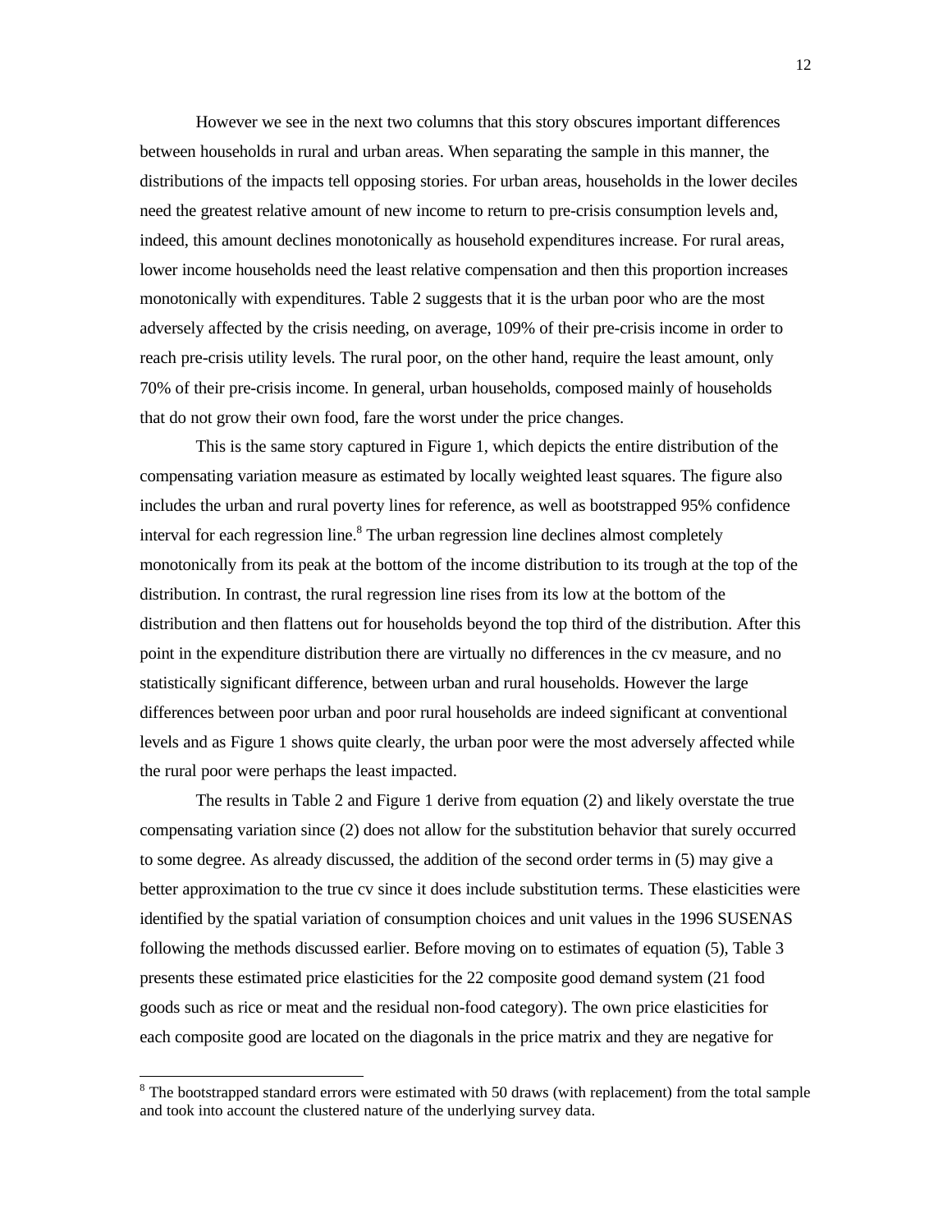However we see in the next two columns that this story obscures important differences between households in rural and urban areas. When separating the sample in this manner, the distributions of the impacts tell opposing stories. For urban areas, households in the lower deciles need the greatest relative amount of new income to return to pre-crisis consumption levels and, indeed, this amount declines monotonically as household expenditures increase. For rural areas, lower income households need the least relative compensation and then this proportion increases monotonically with expenditures. Table 2 suggests that it is the urban poor who are the most adversely affected by the crisis needing, on average, 109% of their pre-crisis income in order to reach pre-crisis utility levels. The rural poor, on the other hand, require the least amount, only 70% of their pre-crisis income. In general, urban households, composed mainly of households that do not grow their own food, fare the worst under the price changes.

This is the same story captured in Figure 1, which depicts the entire distribution of the compensating variation measure as estimated by locally weighted least squares. The figure also includes the urban and rural poverty lines for reference, as well as bootstrapped 95% confidence interval for each regression line.[8] The urban regression line declines almost completely monotonically from its peak at the bottom of the income distribution to its trough at the top of the distribution. In contrast, the rural regression line rises from its low at the bottom of the distribution and then flattens out for households beyond the top third of the distribution. After this point in the expenditure distribution there are virtually no differences in the cv measure, and no statistically significant difference, between urban and rural households. However the large differences between poor urban and poor rural households are indeed significant at conventional levels and as Figure 1 shows quite clearly, the urban poor were the most adversely affected while the rural poor were perhaps the least impacted.

The results in Table 2 and Figure 1 derive from equation (2) and likely overstate the true compensating variation since (2) does not allow for the substitution behavior that surely occurred to some degree. As already discussed, the addition of the second order terms in (5) may give a better approximation to the true cv since it does include substitution terms. These elasticities were identified by the spatial variation of consumption choices and unit values in the 1996 SUSENAS following the methods discussed earlier. Before moving on to estimates of equation (5), Table 3 presents these estimated price elasticities for the 22 composite good demand system (21 food goods such as rice or meat and the residual non-food category). The own price elasticities for each composite good are located on the diagonals in the price matrix and they are negative for

[8] The bootstrapped standard errors were estimated with 50 draws (with replacement) from the total sample and took into account the clustered nature of the underlying survey data.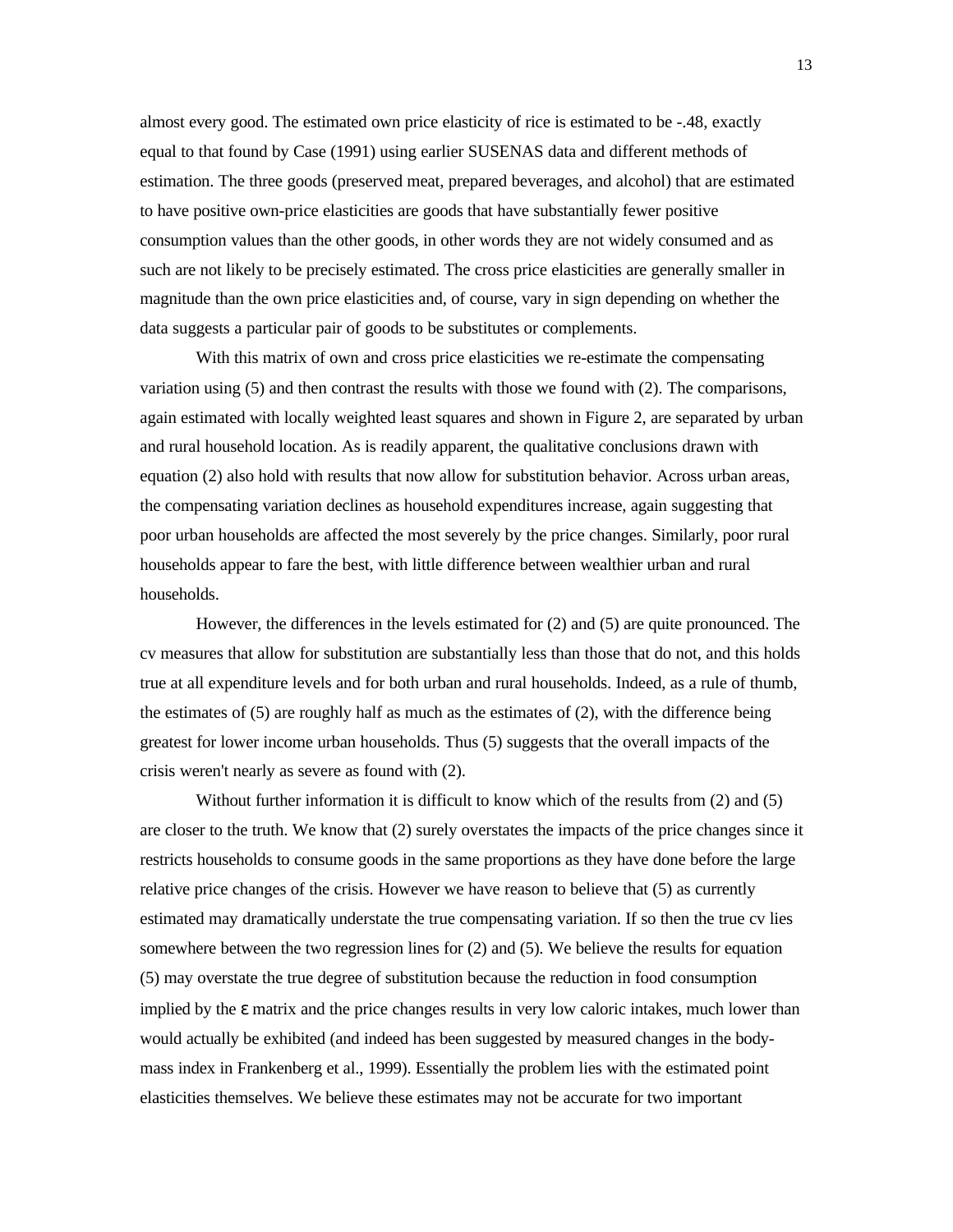almost every good. The estimated own price elasticity of rice is estimated to be -.48, exactly equal to that found by Case (1991) using earlier SUSENAS data and different methods of estimation. The three goods (preserved meat, prepared beverages, and alcohol) that are estimated to have positive own-price elasticities are goods that have substantially fewer positive consumption values than the other goods, in other words they are not widely consumed and as such are not likely to be precisely estimated. The cross price elasticities are generally smaller in magnitude than the own price elasticities and, of course, vary in sign depending on whether the data suggests a particular pair of goods to be substitutes or complements.

With this matrix of own and cross price elasticities we re-estimate the compensating variation using (5) and then contrast the results with those we found with (2). The comparisons, again estimated with locally weighted least squares and shown in Figure 2, are separated by urban and rural household location. As is readily apparent, the qualitative conclusions drawn with equation (2) also hold with results that now allow for substitution behavior. Across urban areas, the compensating variation declines as household expenditures increase, again suggesting that poor urban households are affected the most severely by the price changes. Similarly, poor rural households appear to fare the best, with little difference between wealthier urban and rural households.

However, the differences in the levels estimated for (2) and (5) are quite pronounced. The cv measures that allow for substitution are substantially less than those that do not, and this holds true at all expenditure levels and for both urban and rural households. Indeed, as a rule of thumb, the estimates of (5) are roughly half as much as the estimates of (2), with the difference being greatest for lower income urban households. Thus (5) suggests that the overall impacts of the crisis weren't nearly as severe as found with (2).

Without further information it is difficult to know which of the results from (2) and (5) are closer to the truth. We know that (2) surely overstates the impacts of the price changes since it restricts households to consume goods in the same proportions as they have done before the large relative price changes of the crisis. However we have reason to believe that (5) as currently estimated may dramatically understate the true compensating variation. If so then the true cv lies somewhere between the two regression lines for (2) and (5). We believe the results for equation (5) may overstate the true degree of substitution because the reduction in food consumption implied by the $\varepsilon$ matrix and the price changes results in very low caloric intakes, much lower than would actually be exhibited (and indeed has been suggested by measured changes in the body-mass index in Frankenberg et al., 1999). Essentially the problem lies with the estimated point elasticities themselves. We believe these estimates may not be accurate for two important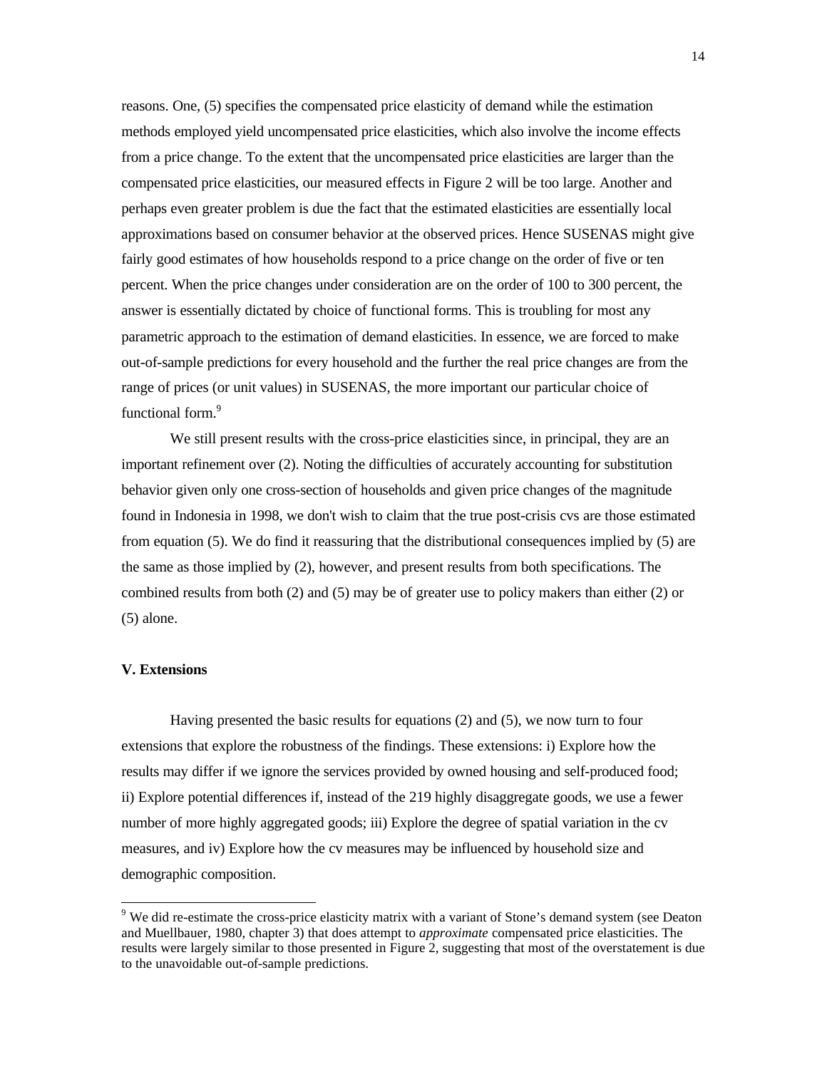reasons. One, (5) specifies the compensated price elasticity of demand while the estimation methods employed yield uncompensated price elasticities, which also involve the income effects from a price change. To the extent that the uncompensated price elasticities are larger than the compensated price elasticities, our measured effects in Figure 2 will be too large. Another and perhaps even greater problem is due the fact that the estimated elasticities are essentially local approximations based on consumer behavior at the observed prices. Hence SUSENAS might give fairly good estimates of how households respond to a price change on the order of five or ten percent. When the price changes under consideration are on the order of 100 to 300 percent, the answer is essentially dictated by choice of functional forms. This is troubling for most any parametric approach to the estimation of demand elasticities. In essence, we are forced to make out-of-sample predictions for every household and the further the real price changes are from the range of prices (or unit values) in SUSENAS, the more important our particular choice of functional form.[9]

We still present results with the cross-price elasticities since, in principal, they are an important refinement over (2). Noting the difficulties of accurately accounting for substitution behavior given only one cross-section of households and given price changes of the magnitude found in Indonesia in 1998, we don't wish to claim that the true post-crisis cvs are those estimated from equation (5). We do find it reassuring that the distributional consequences implied by (5) are the same as those implied by (2), however, and present results from both specifications. The combined results from both (2) and (5) may be of greater use to policy makers than either (2) or (5) alone.

## V. Extensions

Having presented the basic results for equations (2) and (5), we now turn to four extensions that explore the robustness of the findings. These extensions: i) Explore how the results may differ if we ignore the services provided by owned housing and self-produced food; ii) Explore potential differences if, instead of the 219 highly disaggregate goods, we use a fewer number of more highly aggregated goods; iii) Explore the degree of spatial variation in the cv measures, and iv) Explore how the cv measures may be influenced by household size and demographic composition.

---

[9] We did re-estimate the cross-price elasticity matrix with a variant of Stone's demand system (see Deaton and Muellbauer, 1980, chapter 3) that does attempt to *approximate* compensated price elasticities. The results were largely similar to those presented in Figure 2, suggesting that most of the overstatement is due to the unavoidable out-of-sample predictions.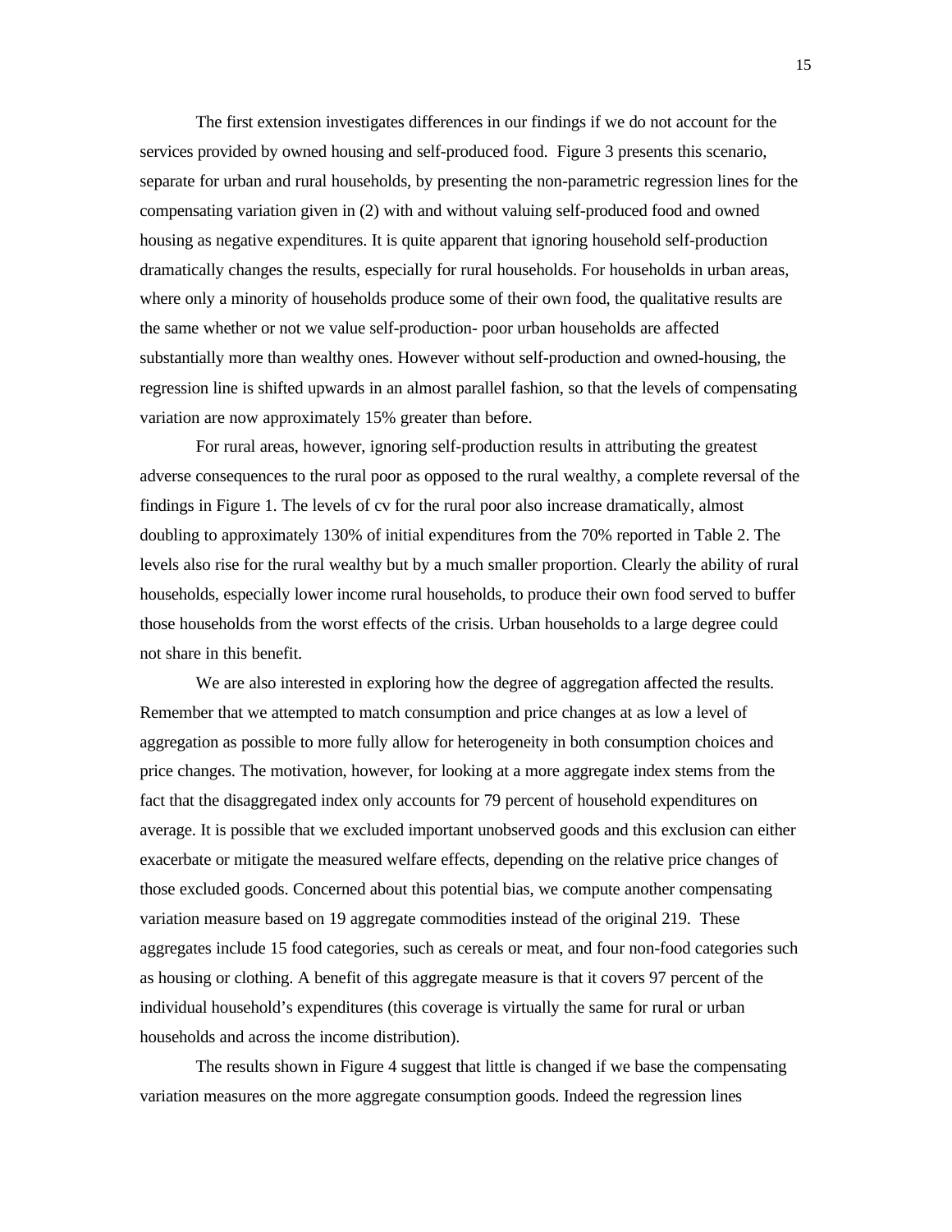The first extension investigates differences in our findings if we do not account for the services provided by owned housing and self-produced food. Figure 3 presents this scenario, separate for urban and rural households, by presenting the non-parametric regression lines for the compensating variation given in (2) with and without valuing self-produced food and owned housing as negative expenditures. It is quite apparent that ignoring household self-production dramatically changes the results, especially for rural households. For households in urban areas, where only a minority of households produce some of their own food, the qualitative results are the same whether or not we value self-production- poor urban households are affected substantially more than wealthy ones. However without self-production and owned-housing, the regression line is shifted upwards in an almost parallel fashion, so that the levels of compensating variation are now approximately 15% greater than before.

For rural areas, however, ignoring self-production results in attributing the greatest adverse consequences to the rural poor as opposed to the rural wealthy, a complete reversal of the findings in Figure 1. The levels of cv for the rural poor also increase dramatically, almost doubling to approximately 130% of initial expenditures from the 70% reported in Table 2. The levels also rise for the rural wealthy but by a much smaller proportion. Clearly the ability of rural households, especially lower income rural households, to produce their own food served to buffer those households from the worst effects of the crisis. Urban households to a large degree could not share in this benefit.

We are also interested in exploring how the degree of aggregation affected the results. Remember that we attempted to match consumption and price changes at as low a level of aggregation as possible to more fully allow for heterogeneity in both consumption choices and price changes. The motivation, however, for looking at a more aggregate index stems from the fact that the disaggregated index only accounts for 79 percent of household expenditures on average. It is possible that we excluded important unobserved goods and this exclusion can either exacerbate or mitigate the measured welfare effects, depending on the relative price changes of those excluded goods. Concerned about this potential bias, we compute another compensating variation measure based on 19 aggregate commodities instead of the original 219. These aggregates include 15 food categories, such as cereals or meat, and four non-food categories such as housing or clothing. A benefit of this aggregate measure is that it covers 97 percent of the individual household's expenditures (this coverage is virtually the same for rural or urban households and across the income distribution).

The results shown in Figure 4 suggest that little is changed if we base the compensating variation measures on the more aggregate consumption goods. Indeed the regression lines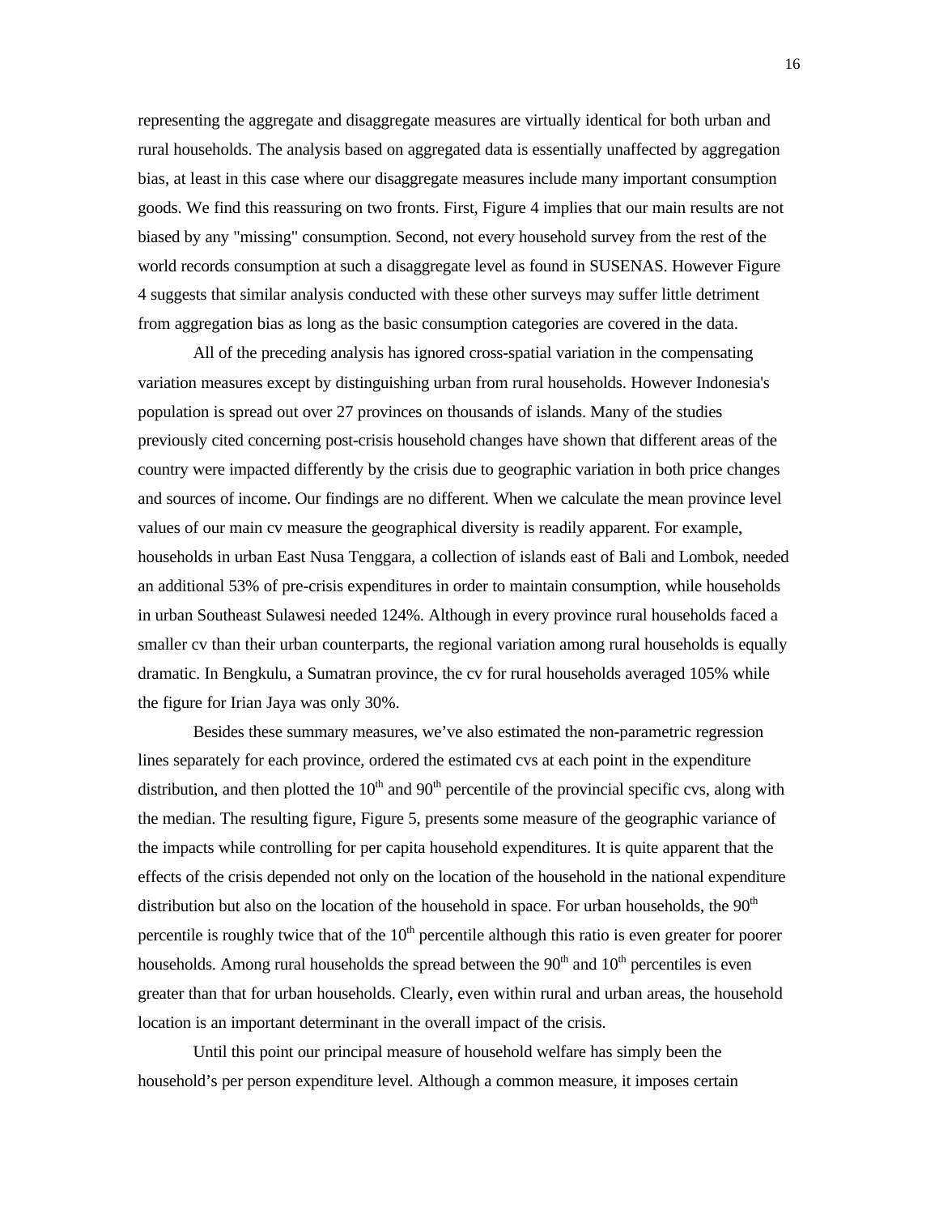representing the aggregate and disaggregate measures are virtually identical for both urban and rural households. The analysis based on aggregated data is essentially unaffected by aggregation bias, at least in this case where our disaggregate measures include many important consumption goods. We find this reassuring on two fronts. First, Figure 4 implies that our main results are not biased by any "missing" consumption. Second, not every household survey from the rest of the world records consumption at such a disaggregate level as found in SUSENAS. However Figure 4 suggests that similar analysis conducted with these other surveys may suffer little detriment from aggregation bias as long as the basic consumption categories are covered in the data.

All of the preceding analysis has ignored cross-spatial variation in the compensating variation measures except by distinguishing urban from rural households. However Indonesia's population is spread out over 27 provinces on thousands of islands. Many of the studies previously cited concerning post-crisis household changes have shown that different areas of the country were impacted differently by the crisis due to geographic variation in both price changes and sources of income. Our findings are no different. When we calculate the mean province level values of our main cv measure the geographical diversity is readily apparent. For example, households in urban East Nusa Tenggara, a collection of islands east of Bali and Lombok, needed an additional 53% of pre-crisis expenditures in order to maintain consumption, while households in urban Southeast Sulawesi needed 124%. Although in every province rural households faced a smaller cv than their urban counterparts, the regional variation among rural households is equally dramatic. In Bengkulu, a Sumatran province, the cv for rural households averaged 105% while the figure for Irian Jaya was only 30%.

Besides these summary measures, we've also estimated the non-parametric regression lines separately for each province, ordered the estimated cvs at each point in the expenditure distribution, and then plotted the $10^{th}$ and $90^{th}$ percentile of the provincial specific cvs, along with the median. The resulting figure, Figure 5, presents some measure of the geographic variance of the impacts while controlling for per capita household expenditures. It is quite apparent that the effects of the crisis depended not only on the location of the household in the national expenditure distribution but also on the location of the household in space. For urban households, the $90^{th}$ percentile is roughly twice that of the $10^{th}$ percentile although this ratio is even greater for poorer households. Among rural households the spread between the $90^{th}$ and $10^{th}$ percentiles is even greater than that for urban households. Clearly, even within rural and urban areas, the household location is an important determinant in the overall impact of the crisis.

Until this point our principal measure of household welfare has simply been the household's per person expenditure level. Although a common measure, it imposes certain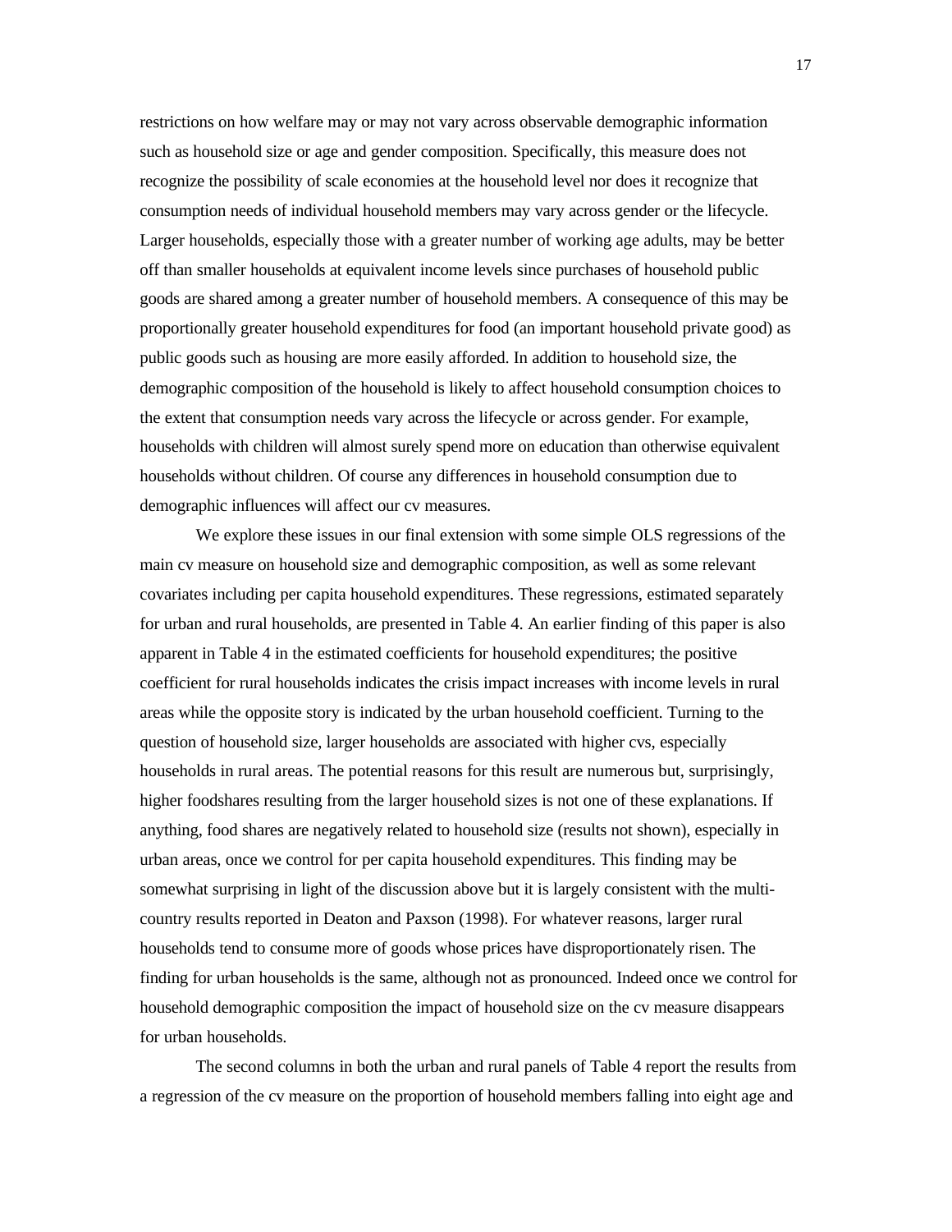restrictions on how welfare may or may not vary across observable demographic information such as household size or age and gender composition. Specifically, this measure does not recognize the possibility of scale economies at the household level nor does it recognize that consumption needs of individual household members may vary across gender or the lifecycle. Larger households, especially those with a greater number of working age adults, may be better off than smaller households at equivalent income levels since purchases of household public goods are shared among a greater number of household members. A consequence of this may be proportionally greater household expenditures for food (an important household private good) as public goods such as housing are more easily afforded. In addition to household size, the demographic composition of the household is likely to affect household consumption choices to the extent that consumption needs vary across the lifecycle or across gender. For example, households with children will almost surely spend more on education than otherwise equivalent households without children. Of course any differences in household consumption due to demographic influences will affect our cv measures.

We explore these issues in our final extension with some simple OLS regressions of the main cv measure on household size and demographic composition, as well as some relevant covariates including per capita household expenditures. These regressions, estimated separately for urban and rural households, are presented in Table 4. An earlier finding of this paper is also apparent in Table 4 in the estimated coefficients for household expenditures; the positive coefficient for rural households indicates the crisis impact increases with income levels in rural areas while the opposite story is indicated by the urban household coefficient. Turning to the question of household size, larger households are associated with higher cvs, especially households in rural areas. The potential reasons for this result are numerous but, surprisingly, higher foodshares resulting from the larger household sizes is not one of these explanations. If anything, food shares are negatively related to household size (results not shown), especially in urban areas, once we control for per capita household expenditures. This finding may be somewhat surprising in light of the discussion above but it is largely consistent with the multi-country results reported in Deaton and Paxson (1998). For whatever reasons, larger rural households tend to consume more of goods whose prices have disproportionately risen. The finding for urban households is the same, although not as pronounced. Indeed once we control for household demographic composition the impact of household size on the cv measure disappears for urban households.

The second columns in both the urban and rural panels of Table 4 report the results from a regression of the cv measure on the proportion of household members falling into eight age and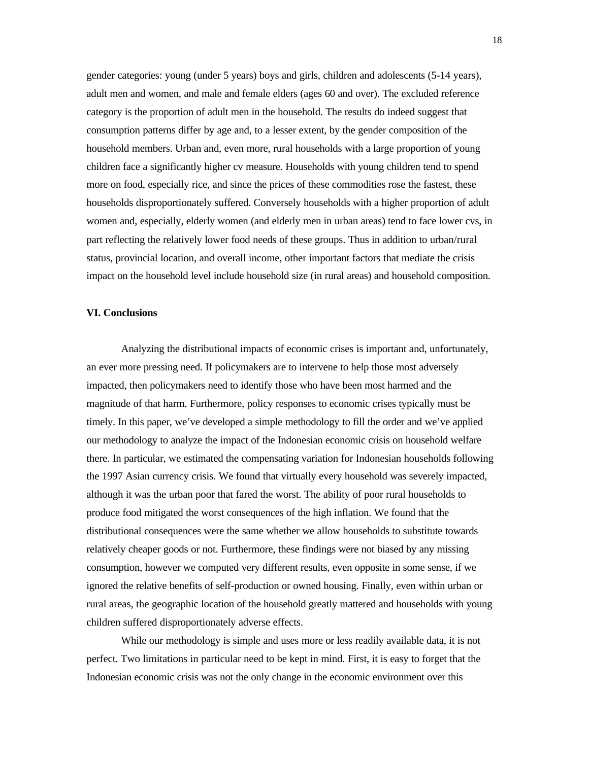gender categories: young (under 5 years) boys and girls, children and adolescents (5-14 years), adult men and women, and male and female elders (ages 60 and over). The excluded reference category is the proportion of adult men in the household. The results do indeed suggest that consumption patterns differ by age and, to a lesser extent, by the gender composition of the household members. Urban and, even more, rural households with a large proportion of young children face a significantly higher cv measure. Households with young children tend to spend more on food, especially rice, and since the prices of these commodities rose the fastest, these households disproportionately suffered. Conversely households with a higher proportion of adult women and, especially, elderly women (and elderly men in urban areas) tend to face lower cvs, in part reflecting the relatively lower food needs of these groups. Thus in addition to urban/rural status, provincial location, and overall income, other important factors that mediate the crisis impact on the household level include household size (in rural areas) and household composition.

## VI. Conclusions

Analyzing the distributional impacts of economic crises is important and, unfortunately, an ever more pressing need. If policymakers are to intervene to help those most adversely impacted, then policymakers need to identify those who have been most harmed and the magnitude of that harm. Furthermore, policy responses to economic crises typically must be timely. In this paper, we've developed a simple methodology to fill the order and we've applied our methodology to analyze the impact of the Indonesian economic crisis on household welfare there. In particular, we estimated the compensating variation for Indonesian households following the 1997 Asian currency crisis. We found that virtually every household was severely impacted, although it was the urban poor that fared the worst. The ability of poor rural households to produce food mitigated the worst consequences of the high inflation. We found that the distributional consequences were the same whether we allow households to substitute towards relatively cheaper goods or not. Furthermore, these findings were not biased by any missing consumption, however we computed very different results, even opposite in some sense, if we ignored the relative benefits of self-production or owned housing. Finally, even within urban or rural areas, the geographic location of the household greatly mattered and households with young children suffered disproportionately adverse effects.

While our methodology is simple and uses more or less readily available data, it is not perfect. Two limitations in particular need to be kept in mind. First, it is easy to forget that the Indonesian economic crisis was not the only change in the economic environment over this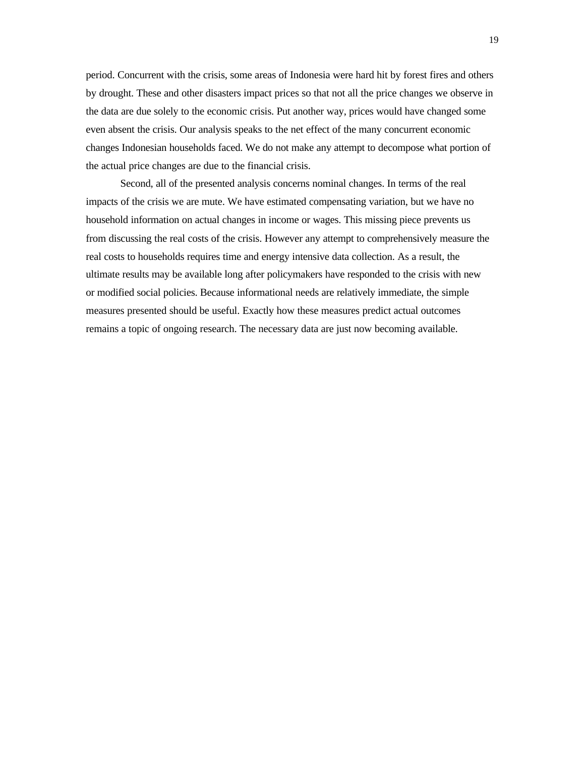period. Concurrent with the crisis, some areas of Indonesia were hard hit by forest fires and others by drought. These and other disasters impact prices so that not all the price changes we observe in the data are due solely to the economic crisis. Put another way, prices would have changed some even absent the crisis. Our analysis speaks to the net effect of the many concurrent economic changes Indonesian households faced. We do not make any attempt to decompose what portion of the actual price changes are due to the financial crisis.

Second, all of the presented analysis concerns nominal changes. In terms of the real impacts of the crisis we are mute. We have estimated compensating variation, but we have no household information on actual changes in income or wages. This missing piece prevents us from discussing the real costs of the crisis. However any attempt to comprehensively measure the real costs to households requires time and energy intensive data collection. As a result, the ultimate results may be available long after policymakers have responded to the crisis with new or modified social policies. Because informational needs are relatively immediate, the simple measures presented should be useful. Exactly how these measures predict actual outcomes remains a topic of ongoing research. The necessary data are just now becoming available.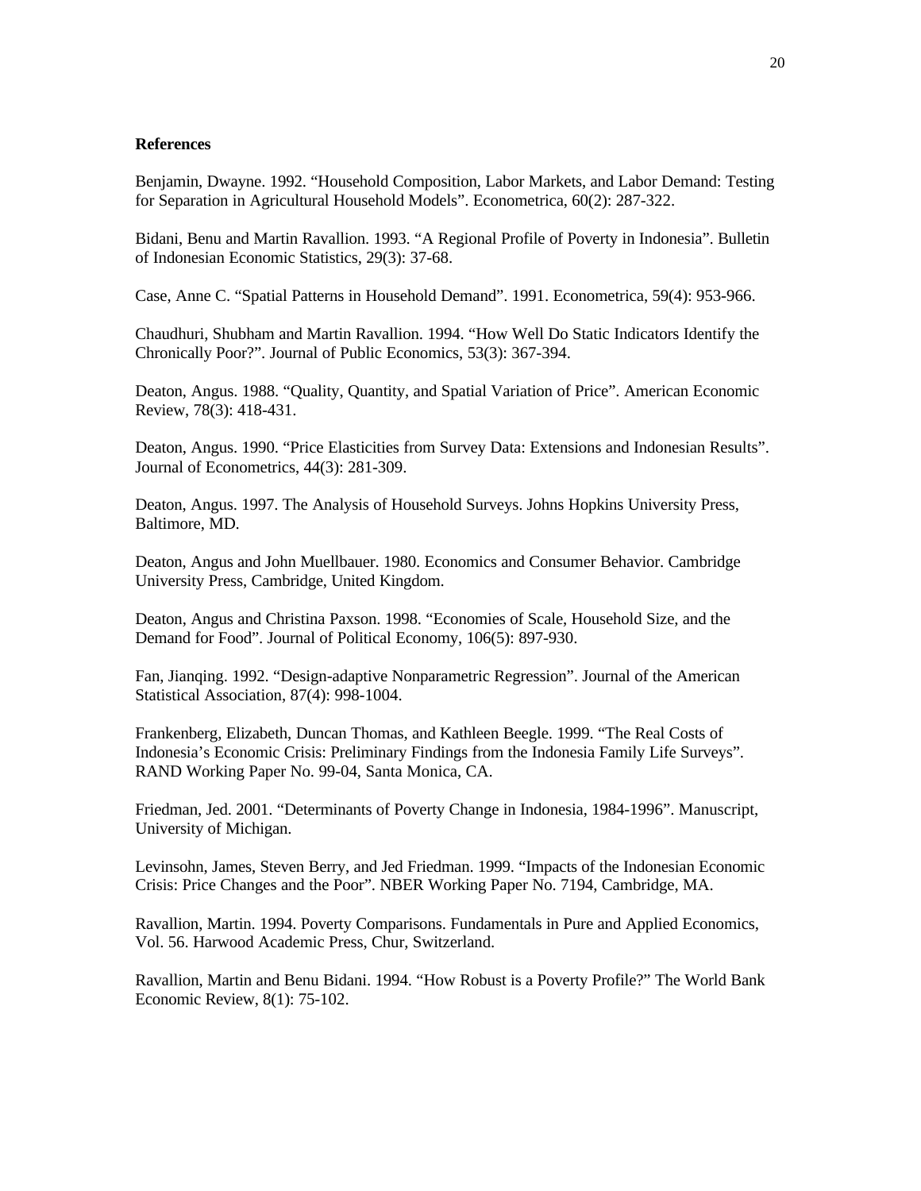**References**

Benjamin, Dwayne. 1992. "Household Composition, Labor Markets, and Labor Demand: Testing for Separation in Agricultural Household Models". Econometrica, 60(2): 287-322.

Bidani, Benu and Martin Ravallion. 1993. "A Regional Profile of Poverty in Indonesia". Bulletin of Indonesian Economic Statistics, 29(3): 37-68.

Case, Anne C. "Spatial Patterns in Household Demand". 1991. Econometrica, 59(4): 953-966.

Chaudhuri, Shubham and Martin Ravallion. 1994. "How Well Do Static Indicators Identify the Chronically Poor?". Journal of Public Economics, 53(3): 367-394.

Deaton, Angus. 1988. "Quality, Quantity, and Spatial Variation of Price". American Economic Review, 78(3): 418-431.

Deaton, Angus. 1990. "Price Elasticities from Survey Data: Extensions and Indonesian Results". Journal of Econometrics, 44(3): 281-309.

Deaton, Angus. 1997. The Analysis of Household Surveys. Johns Hopkins University Press, Baltimore, MD.

Deaton, Angus and John Muellbauer. 1980. Economics and Consumer Behavior. Cambridge University Press, Cambridge, United Kingdom.

Deaton, Angus and Christina Paxson. 1998. "Economies of Scale, Household Size, and the Demand for Food". Journal of Political Economy, 106(5): 897-930.

Fan, Jianqing. 1992. "Design-adaptive Nonparametric Regression". Journal of the American Statistical Association, 87(4): 998-1004.

Frankenberg, Elizabeth, Duncan Thomas, and Kathleen Beegle. 1999. "The Real Costs of Indonesia's Economic Crisis: Preliminary Findings from the Indonesia Family Life Surveys". RAND Working Paper No. 99-04, Santa Monica, CA.

Friedman, Jed. 2001. "Determinants of Poverty Change in Indonesia, 1984-1996". Manuscript, University of Michigan.

Levinsohn, James, Steven Berry, and Jed Friedman. 1999. "Impacts of the Indonesian Economic Crisis: Price Changes and the Poor". NBER Working Paper No. 7194, Cambridge, MA.

Ravallion, Martin. 1994. Poverty Comparisons. Fundamentals in Pure and Applied Economics, Vol. 56. Harwood Academic Press, Chur, Switzerland.

Ravallion, Martin and Benu Bidani. 1994. "How Robust is a Poverty Profile?" The World Bank Economic Review, 8(1): 75-102.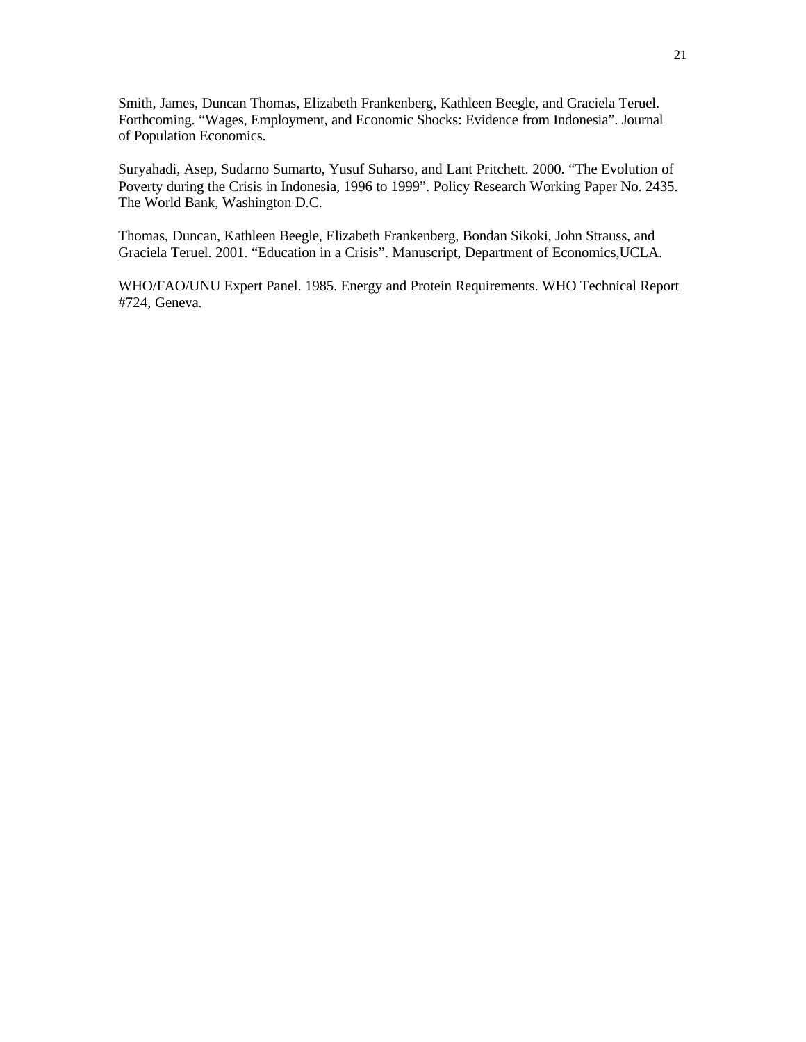Smith, James, Duncan Thomas, Elizabeth Frankenberg, Kathleen Beegle, and Graciela Teruel. Forthcoming. "Wages, Employment, and Economic Shocks: Evidence from Indonesia". Journal of Population Economics.

Suryahadi, Asep, Sudarno Sumarto, Yusuf Suharso, and Lant Pritchett. 2000. "The Evolution of Poverty during the Crisis in Indonesia, 1996 to 1999". Policy Research Working Paper No. 2435. The World Bank, Washington D.C.

Thomas, Duncan, Kathleen Beegle, Elizabeth Frankenberg, Bondan Sikoki, John Strauss, and Graciela Teruel. 2001. "Education in a Crisis". Manuscript, Department of Economics,UCLA.

WHO/FAO/UNU Expert Panel. 1985. Energy and Protein Requirements. WHO Technical Report #724, Geneva.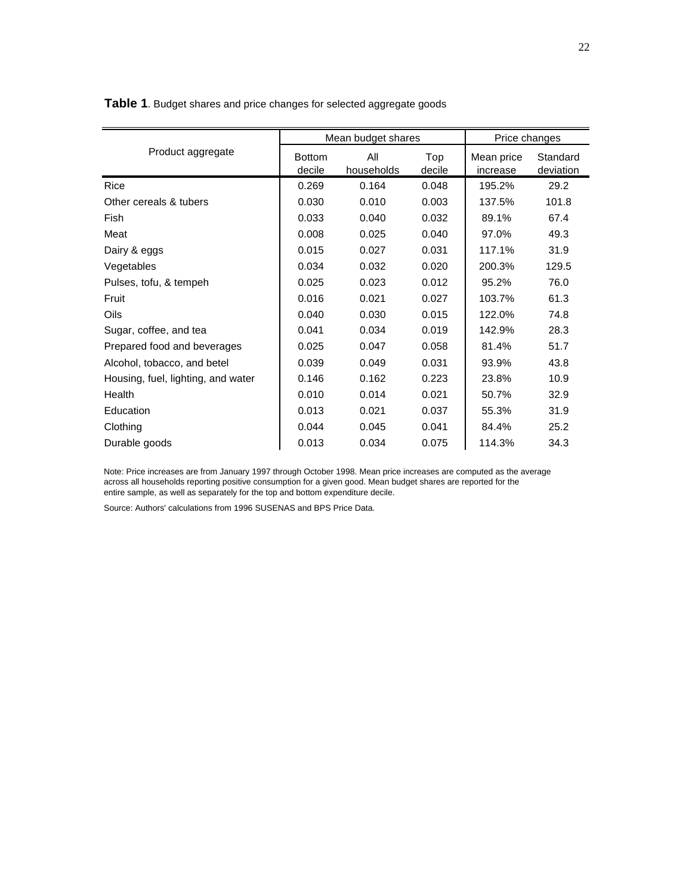**Table 1**. Budget shares and price changes for selected aggregate goods

| Product aggregate | Mean budget shares | | | Price changes | |
|---|---|---|---|---|---|
| | Bottom decile | All households | Top decile | Mean price increase | Standard deviation |
| Rice | 0.269 | 0.164 | 0.048 | 195.2% | 29.2 |
| Other cereals & tubers | 0.030 | 0.010 | 0.003 | 137.5% | 101.8 |
| Fish | 0.033 | 0.040 | 0.032 | 89.1% | 67.4 |
| Meat | 0.008 | 0.025 | 0.040 | 97.0% | 49.3 |
| Dairy & eggs | 0.015 | 0.027 | 0.031 | 117.1% | 31.9 |
| Vegetables | 0.034 | 0.032 | 0.020 | 200.3% | 129.5 |
| Pulses, tofu, & tempeh | 0.025 | 0.023 | 0.012 | 95.2% | 76.0 |
| Fruit | 0.016 | 0.021 | 0.027 | 103.7% | 61.3 |
| Oils | 0.040 | 0.030 | 0.015 | 122.0% | 74.8 |
| Sugar, coffee, and tea | 0.041 | 0.034 | 0.019 | 142.9% | 28.3 |
| Prepared food and beverages | 0.025 | 0.047 | 0.058 | 81.4% | 51.7 |
| Alcohol, tobacco, and betel | 0.039 | 0.049 | 0.031 | 93.9% | 43.8 |
| Housing, fuel, lighting, and water | 0.146 | 0.162 | 0.223 | 23.8% | 10.9 |
| Health | 0.010 | 0.014 | 0.021 | 50.7% | 32.9 |
| Education | 0.013 | 0.021 | 0.037 | 55.3% | 31.9 |
| Clothing | 0.044 | 0.045 | 0.041 | 84.4% | 25.2 |
| Durable goods | 0.013 | 0.034 | 0.075 | 114.3% | 34.3 |

Note: Price increases are from January 1997 through October 1998. Mean price increases are computed as the average across all households reporting positive consumption for a given good. Mean budget shares are reported for the entire sample, as well as separately for the top and bottom expenditure decile.

Source: Authors' calculations from 1996 SUSENAS and BPS Price Data.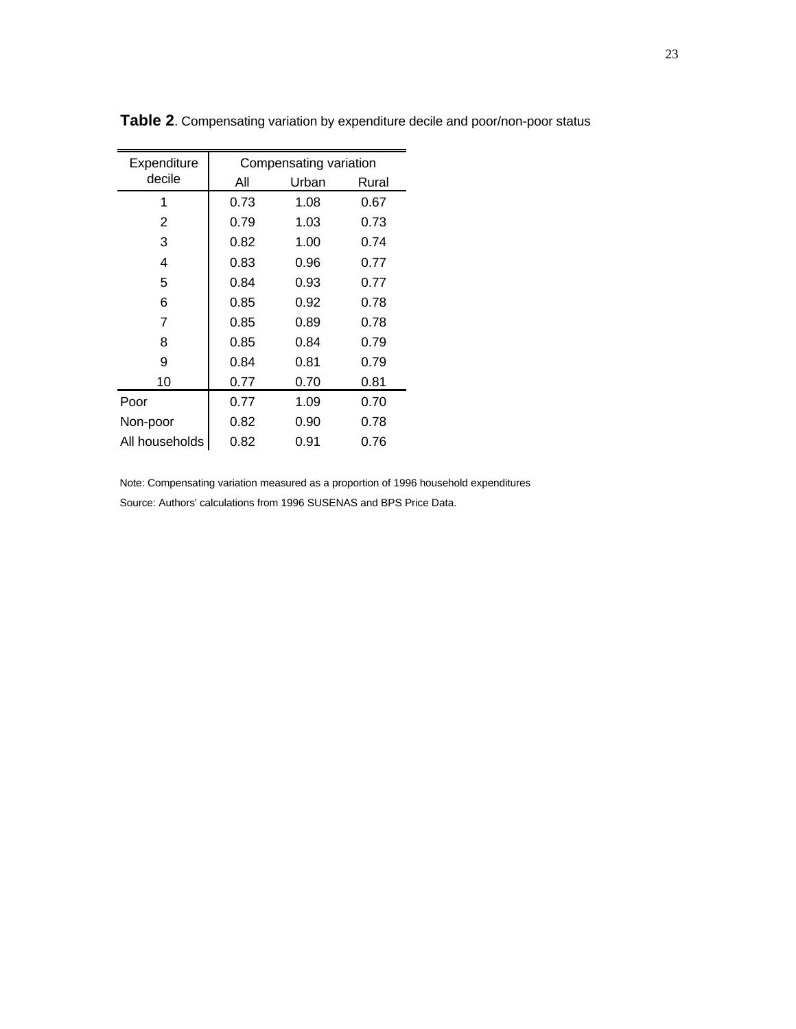**Table 2**. Compensating variation by expenditure decile and poor/non-poor status

| Expenditure decile | Compensating variation | | |
|---|---|---|---|
| | All | Urban | Rural |
| 1 | 0.73 | 1.08 | 0.67 |
| 2 | 0.79 | 1.03 | 0.73 |
| 3 | 0.82 | 1.00 | 0.74 |
| 4 | 0.83 | 0.96 | 0.77 |
| 5 | 0.84 | 0.93 | 0.77 |
| 6 | 0.85 | 0.92 | 0.78 |
| 7 | 0.85 | 0.89 | 0.78 |
| 8 | 0.85 | 0.84 | 0.79 |
| 9 | 0.84 | 0.81 | 0.79 |
| 10 | 0.77 | 0.70 | 0.81 |
| Poor | 0.77 | 1.09 | 0.70 |
| Non-poor | 0.82 | 0.90 | 0.78 |
| All households | 0.82 | 0.91 | 0.76 |

Note: Compensating variation measured as a proportion of 1996 household expenditures

Source: Authors' calculations from 1996 SUSENAS and BPS Price Data.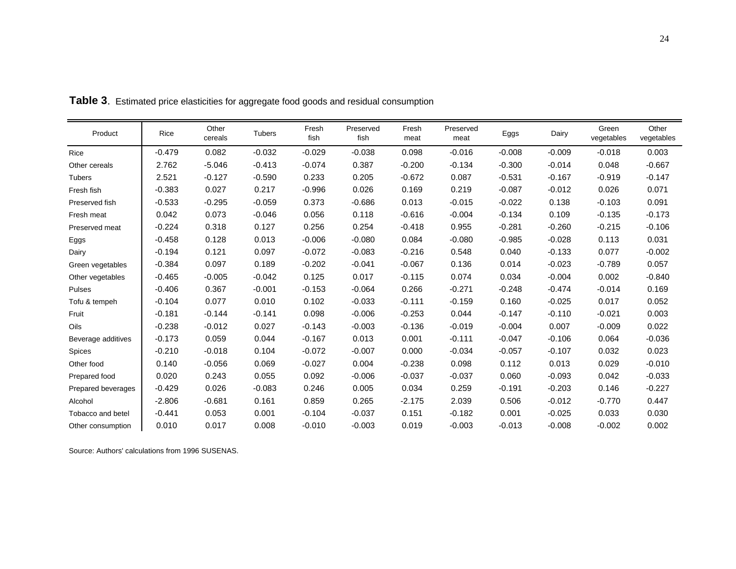**Table 3**. Estimated price elasticities for aggregate food goods and residual consumption

| Product | Rice | Other cereals | Tubers | Fresh fish | Preserved fish | Fresh meat | Preserved meat | Eggs | Dairy | Green vegetables | Other vegetables |
|---|---|---|---|---|---|---|---|---|---|---|---|
| Rice | -0.479 | 0.082 | -0.032 | -0.029 | -0.038 | 0.098 | -0.016 | -0.008 | -0.009 | -0.018 | 0.003 |
| Other cereals | 2.762 | -5.046 | -0.413 | -0.074 | 0.387 | -0.200 | -0.134 | -0.300 | -0.014 | 0.048 | -0.667 |
| Tubers | 2.521 | -0.127 | -0.590 | 0.233 | 0.205 | -0.672 | 0.087 | -0.531 | -0.167 | -0.919 | -0.147 |
| Fresh fish | -0.383 | 0.027 | 0.217 | -0.996 | 0.026 | 0.169 | 0.219 | -0.087 | -0.012 | 0.026 | 0.071 |
| Preserved fish | -0.533 | -0.295 | -0.059 | 0.373 | -0.686 | 0.013 | -0.015 | -0.022 | 0.138 | -0.103 | 0.091 |
| Fresh meat | 0.042 | 0.073 | -0.046 | 0.056 | 0.118 | -0.616 | -0.004 | -0.134 | 0.109 | -0.135 | -0.173 |
| Preserved meat | -0.224 | 0.318 | 0.127 | 0.256 | 0.254 | -0.418 | 0.955 | -0.281 | -0.260 | -0.215 | -0.106 |
| Eggs | -0.458 | 0.128 | 0.013 | -0.006 | -0.080 | 0.084 | -0.080 | -0.985 | -0.028 | 0.113 | 0.031 |
| Dairy | -0.194 | 0.121 | 0.097 | -0.072 | -0.083 | -0.216 | 0.548 | 0.040 | -0.133 | 0.077 | -0.002 |
| Green vegetables | -0.384 | 0.097 | 0.189 | -0.202 | -0.041 | -0.067 | 0.136 | 0.014 | -0.023 | -0.789 | 0.057 |
| Other vegetables | -0.465 | -0.005 | -0.042 | 0.125 | 0.017 | -0.115 | 0.074 | 0.034 | -0.004 | 0.002 | -0.840 |
| Pulses | -0.406 | 0.367 | -0.001 | -0.153 | -0.064 | 0.266 | -0.271 | -0.248 | -0.474 | -0.014 | 0.169 |
| Tofu & tempeh | -0.104 | 0.077 | 0.010 | 0.102 | -0.033 | -0.111 | -0.159 | 0.160 | -0.025 | 0.017 | 0.052 |
| Fruit | -0.181 | -0.144 | -0.141 | 0.098 | -0.006 | -0.253 | 0.044 | -0.147 | -0.110 | -0.021 | 0.003 |
| Oils | -0.238 | -0.012 | 0.027 | -0.143 | -0.003 | -0.136 | -0.019 | -0.004 | 0.007 | -0.009 | 0.022 |
| Beverage additives | -0.173 | 0.059 | 0.044 | -0.167 | 0.013 | 0.001 | -0.111 | -0.047 | -0.106 | 0.064 | -0.036 |
| Spices | -0.210 | -0.018 | 0.104 | -0.072 | -0.007 | 0.000 | -0.034 | -0.057 | -0.107 | 0.032 | 0.023 |
| Other food | 0.140 | -0.056 | 0.069 | -0.027 | 0.004 | -0.238 | 0.098 | 0.112 | 0.013 | 0.029 | -0.010 |
| Prepared food | 0.020 | 0.243 | 0.055 | 0.092 | -0.006 | -0.037 | -0.037 | 0.060 | -0.093 | 0.042 | -0.033 |
| Prepared beverages | -0.429 | 0.026 | -0.083 | 0.246 | 0.005 | 0.034 | 0.259 | -0.191 | -0.203 | 0.146 | -0.227 |
| Alcohol | -2.806 | -0.681 | 0.161 | 0.859 | 0.265 | -2.175 | 2.039 | 0.506 | -0.012 | -0.770 | 0.447 |
| Tobacco and betel | -0.441 | 0.053 | 0.001 | -0.104 | -0.037 | 0.151 | -0.182 | 0.001 | -0.025 | 0.033 | 0.030 |
| Other consumption | 0.010 | 0.017 | 0.008 | -0.010 | -0.003 | 0.019 | -0.003 | -0.013 | -0.008 | -0.002 | 0.002 |

Source: Authors' calculations from 1996 SUSENAS.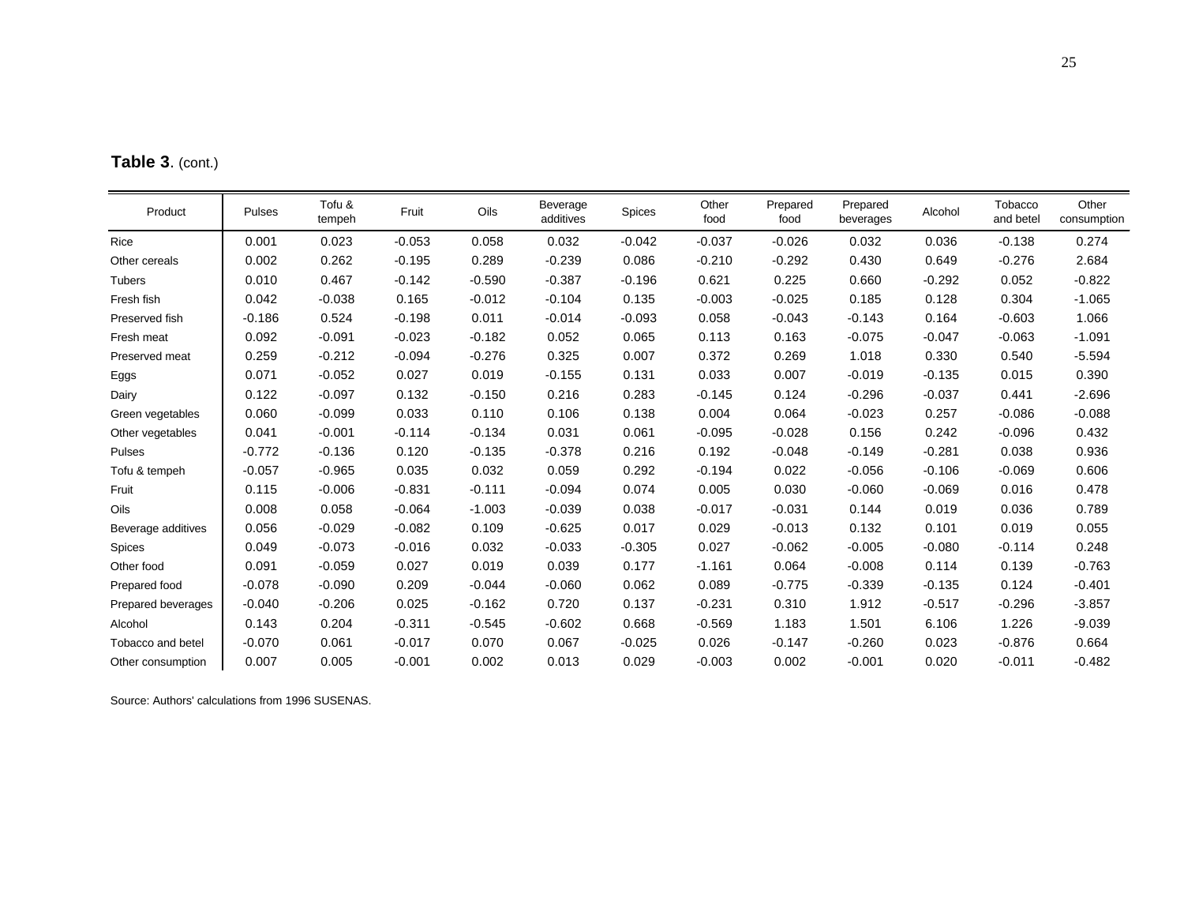**Table 3**. (cont.)

| Product | Pulses | Tofu & tempeh | Fruit | Oils | Beverage additives | Spices | Other food | Prepared food | Prepared beverages | Alcohol | Tobacco and betel | Other consumption |
|---|---|---|---|---|---|---|---|---|---|---|---|---|
| Rice | 0.001 | 0.023 | -0.053 | 0.058 | 0.032 | -0.042 | -0.037 | -0.026 | 0.032 | 0.036 | -0.138 | 0.274 |
| Other cereals | 0.002 | 0.262 | -0.195 | 0.289 | -0.239 | 0.086 | -0.210 | -0.292 | 0.430 | 0.649 | -0.276 | 2.684 |
| Tubers | 0.010 | 0.467 | -0.142 | -0.590 | -0.387 | -0.196 | 0.621 | 0.225 | 0.660 | -0.292 | 0.052 | -0.822 |
| Fresh fish | 0.042 | -0.038 | 0.165 | -0.012 | -0.104 | 0.135 | -0.003 | -0.025 | 0.185 | 0.128 | 0.304 | -1.065 |
| Preserved fish | -0.186 | 0.524 | -0.198 | 0.011 | -0.014 | -0.093 | 0.058 | -0.043 | -0.143 | 0.164 | -0.603 | 1.066 |
| Fresh meat | 0.092 | -0.091 | -0.023 | -0.182 | 0.052 | 0.065 | 0.113 | 0.163 | -0.075 | -0.047 | -0.063 | -1.091 |
| Preserved meat | 0.259 | -0.212 | -0.094 | -0.276 | 0.325 | 0.007 | 0.372 | 0.269 | 1.018 | 0.330 | 0.540 | -5.594 |
| Eggs | 0.071 | -0.052 | 0.027 | 0.019 | -0.155 | 0.131 | 0.033 | 0.007 | -0.019 | -0.135 | 0.015 | 0.390 |
| Dairy | 0.122 | -0.097 | 0.132 | -0.150 | 0.216 | 0.283 | -0.145 | 0.124 | -0.296 | -0.037 | 0.441 | -2.696 |
| Green vegetables | 0.060 | -0.099 | 0.033 | 0.110 | 0.106 | 0.138 | 0.004 | 0.064 | -0.023 | 0.257 | -0.086 | -0.088 |
| Other vegetables | 0.041 | -0.001 | -0.114 | -0.134 | 0.031 | 0.061 | -0.095 | -0.028 | 0.156 | 0.242 | -0.096 | 0.432 |
| Pulses | -0.772 | -0.136 | 0.120 | -0.135 | -0.378 | 0.216 | 0.192 | -0.048 | -0.149 | -0.281 | 0.038 | 0.936 |
| Tofu & tempeh | -0.057 | -0.965 | 0.035 | 0.032 | 0.059 | 0.292 | -0.194 | 0.022 | -0.056 | -0.106 | -0.069 | 0.606 |
| Fruit | 0.115 | -0.006 | -0.831 | -0.111 | -0.094 | 0.074 | 0.005 | 0.030 | -0.060 | -0.069 | 0.016 | 0.478 |
| Oils | 0.008 | 0.058 | -0.064 | -1.003 | -0.039 | 0.038 | -0.017 | -0.031 | 0.144 | 0.019 | 0.036 | 0.789 |
| Beverage additives | 0.056 | -0.029 | -0.082 | 0.109 | -0.625 | 0.017 | 0.029 | -0.013 | 0.132 | 0.101 | 0.019 | 0.055 |
| Spices | 0.049 | -0.073 | -0.016 | 0.032 | -0.033 | -0.305 | 0.027 | -0.062 | -0.005 | -0.080 | -0.114 | 0.248 |
| Other food | 0.091 | -0.059 | 0.027 | 0.019 | 0.039 | 0.177 | -1.161 | 0.064 | -0.008 | 0.114 | 0.139 | -0.763 |
| Prepared food | -0.078 | -0.090 | 0.209 | -0.044 | -0.060 | 0.062 | 0.089 | -0.775 | -0.339 | -0.135 | 0.124 | -0.401 |
| Prepared beverages | -0.040 | -0.206 | 0.025 | -0.162 | 0.720 | 0.137 | -0.231 | 0.310 | 1.912 | -0.517 | -0.296 | -3.857 |
| Alcohol | 0.143 | 0.204 | -0.311 | -0.545 | -0.602 | 0.668 | -0.569 | 1.183 | 1.501 | 6.106 | 1.226 | -9.039 |
| Tobacco and betel | -0.070 | 0.061 | -0.017 | 0.070 | 0.067 | -0.025 | 0.026 | -0.147 | -0.260 | 0.023 | -0.876 | 0.664 |
| Other consumption | 0.007 | 0.005 | -0.001 | 0.002 | 0.013 | 0.029 | -0.003 | 0.002 | -0.001 | 0.020 | -0.011 | -0.482 |

Source: Authors' calculations from 1996 SUSENAS.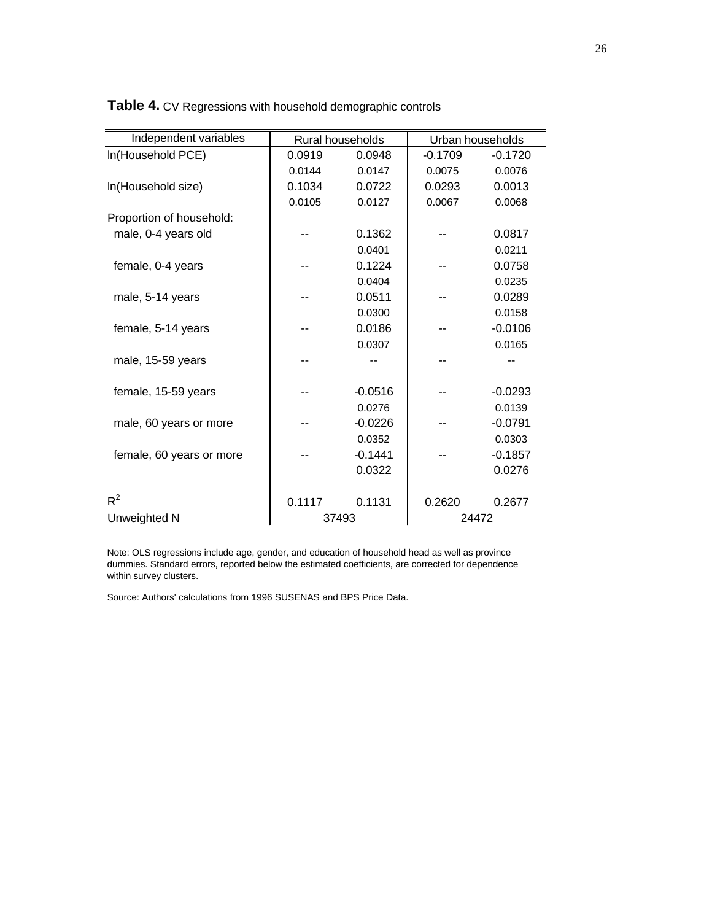**Table 4.** CV Regressions with household demographic controls

| Independent variables | Rural households | | Urban households | |
|---|---|---|---|---|
| ln(Household PCE) | 0.0919 | 0.0948 | -0.1709 | -0.1720 |
| | 0.0144 | 0.0147 | 0.0075 | 0.0076 |
| ln(Household size) | 0.1034 | 0.0722 | 0.0293 | 0.0013 |
| | 0.0105 | 0.0127 | 0.0067 | 0.0068 |
| Proportion of household: | | | | |
| male, 0-4 years old | -- | 0.1362 | -- | 0.0817 |
| | | 0.0401 | | 0.0211 |
| female, 0-4 years | -- | 0.1224 | -- | 0.0758 |
| | | 0.0404 | | 0.0235 |
| male, 5-14 years | -- | 0.0511 | -- | 0.0289 |
| | | 0.0300 | | 0.0158 |
| female, 5-14 years | -- | 0.0186 | -- | -0.0106 |
| | | 0.0307 | | 0.0165 |
| male, 15-59 years | -- | -- | -- | -- |
| female, 15-59 years | -- | -0.0516 | -- | -0.0293 |
| | | 0.0276 | | 0.0139 |
| male, 60 years or more | -- | -0.0226 | -- | -0.0791 |
| | | 0.0352 | | 0.0303 |
| female, 60 years or more | -- | -0.1441 | -- | -0.1857 |
| | | 0.0322 | | 0.0276 |
| $R^2$ | 0.1117 | 0.1131 | 0.2620 | 0.2677 |
| Unweighted N | 37493 | | 24472 | |

Note: OLS regressions include age, gender, and education of household head as well as province dummies. Standard errors, reported below the estimated coefficients, are corrected for dependence within survey clusters.

Source: Authors' calculations from 1996 SUSENAS and BPS Price Data.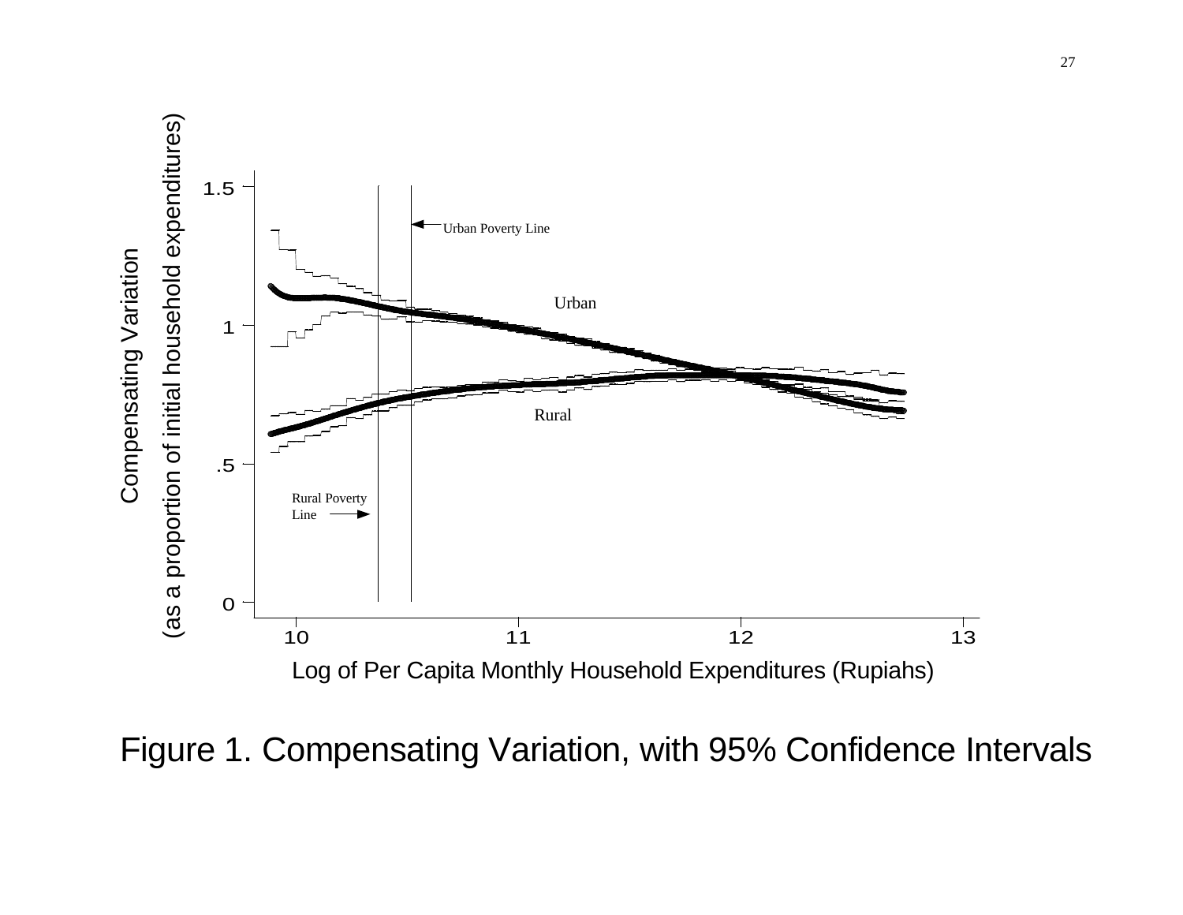Figure 1. Compensating Variation, with 95% Confidence Intervals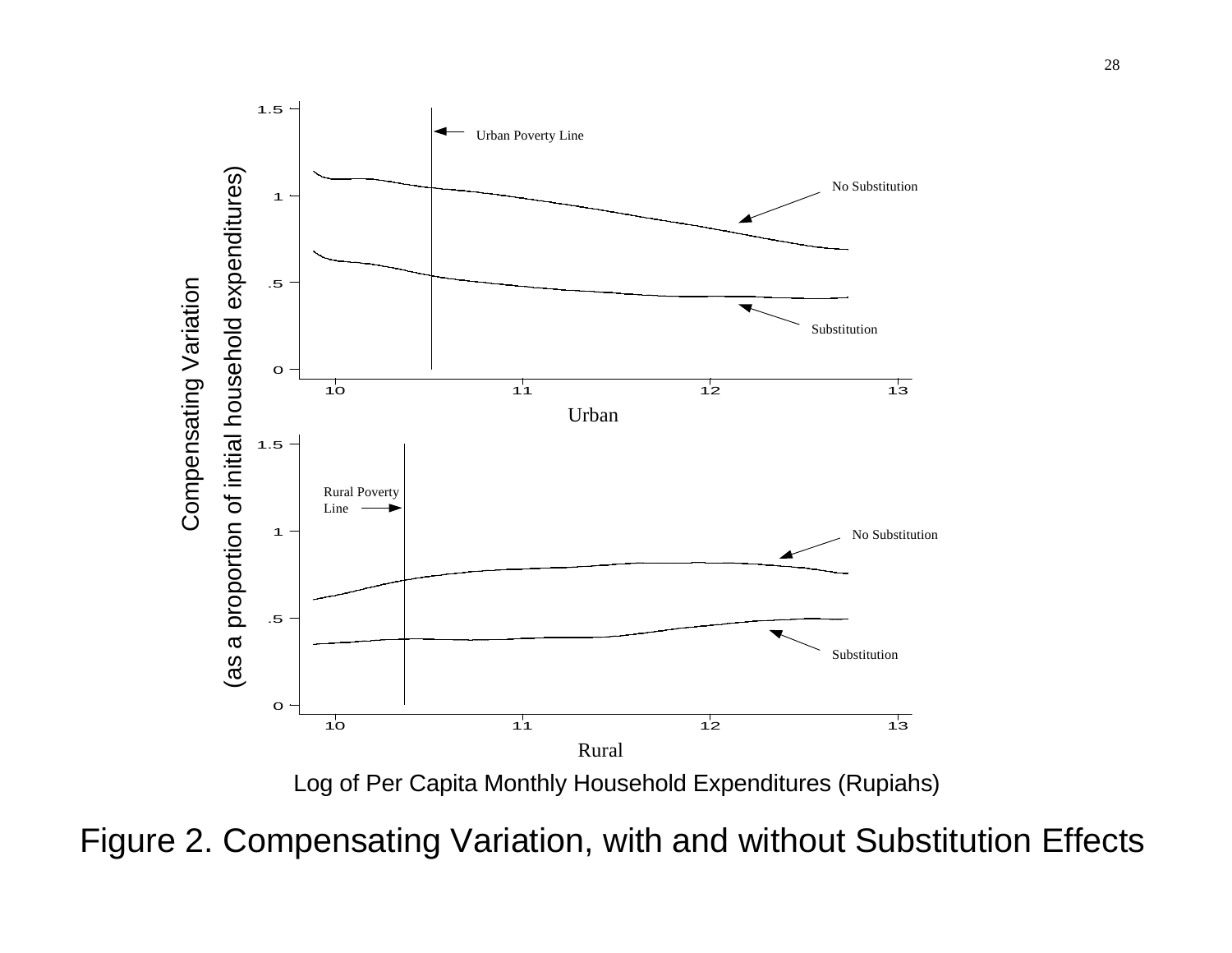Figure 2. Compensating Variation, with and without Substitution Effects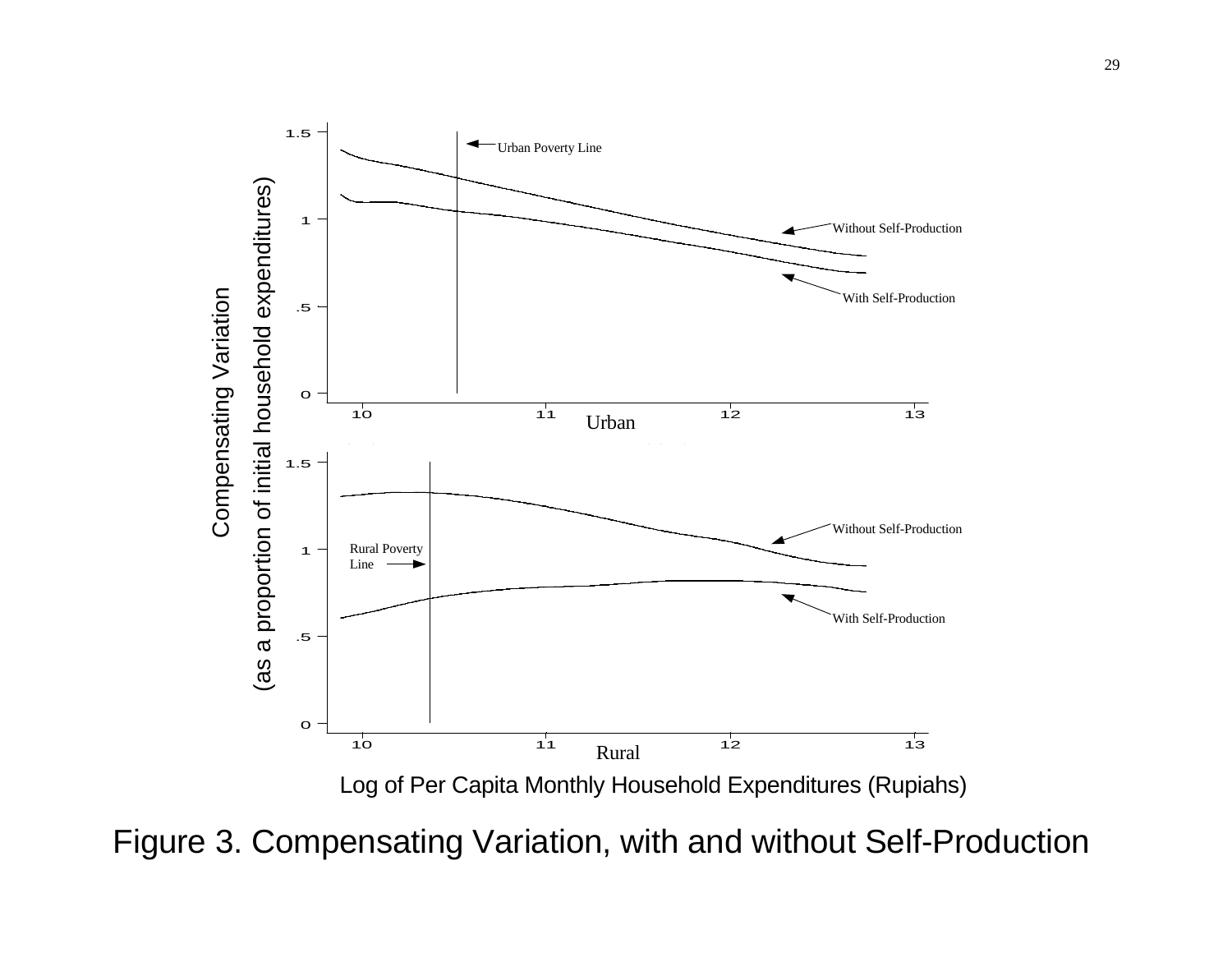Figure 3. Compensating Variation, with and without Self-Production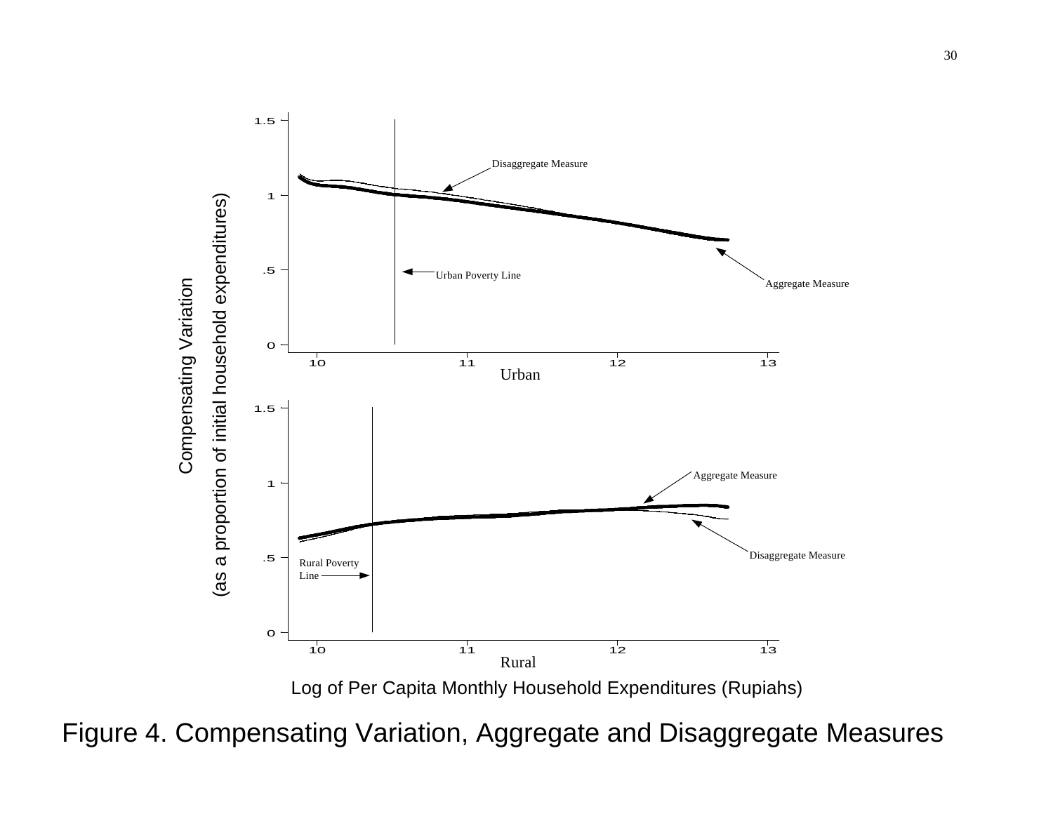Figure 4. Compensating Variation, Aggregate and Disaggregate Measures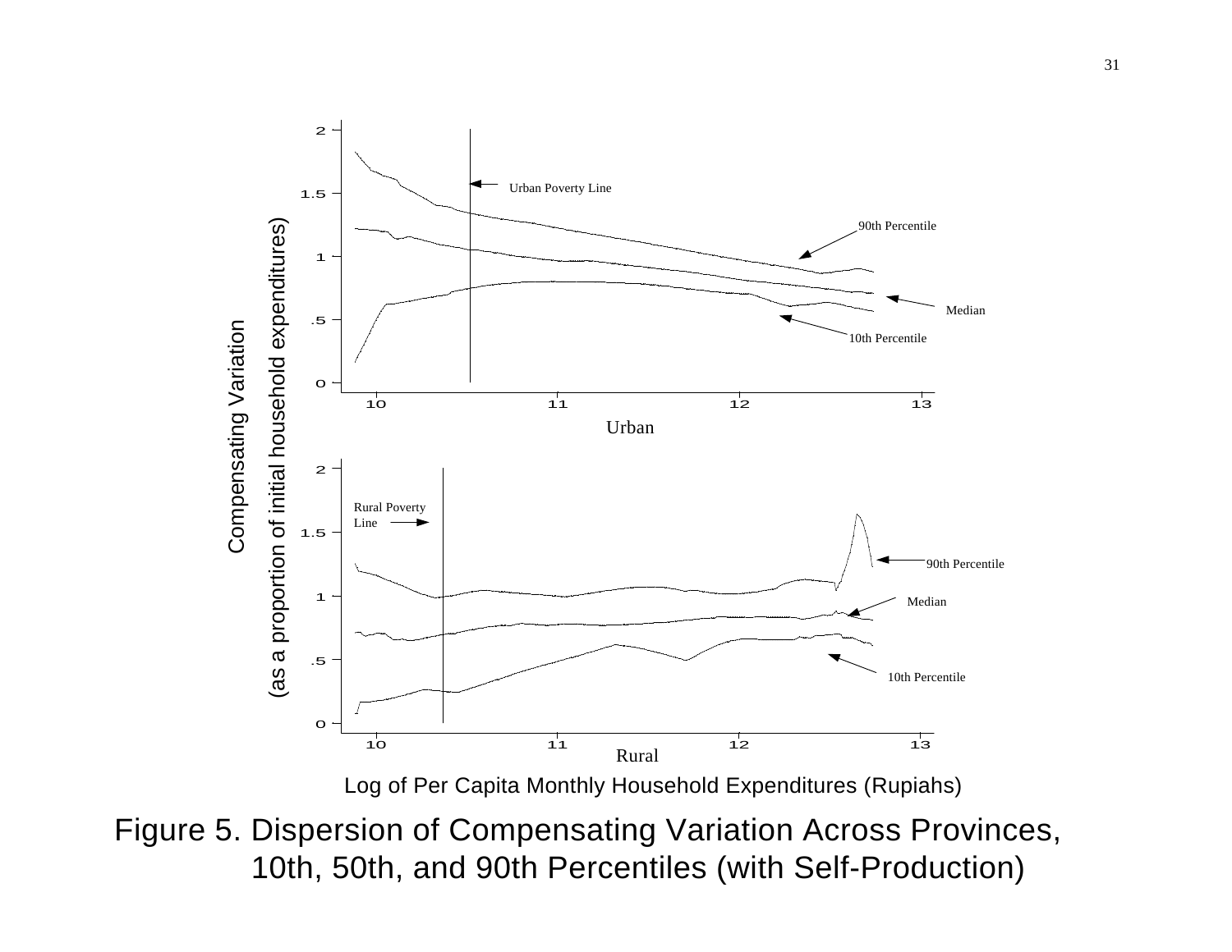Compensating Variation
(as a proportion of initial household expenditures)

2
1.5
1
.5
0

Urban Poverty Line

90th Percentile

Median

10th Percentile

10
11
12
13

Urban

2
1.5
1
.5
0

Rural Poverty Line

90th Percentile

Median

10th Percentile

10
11
12
13

Rural

Log of Per Capita Monthly Household Expenditures (Rupiahs)

Figure 5. Dispersion of Compensating Variation Across Provinces, 10th, 50th, and 90th Percentiles (with Self-Production)